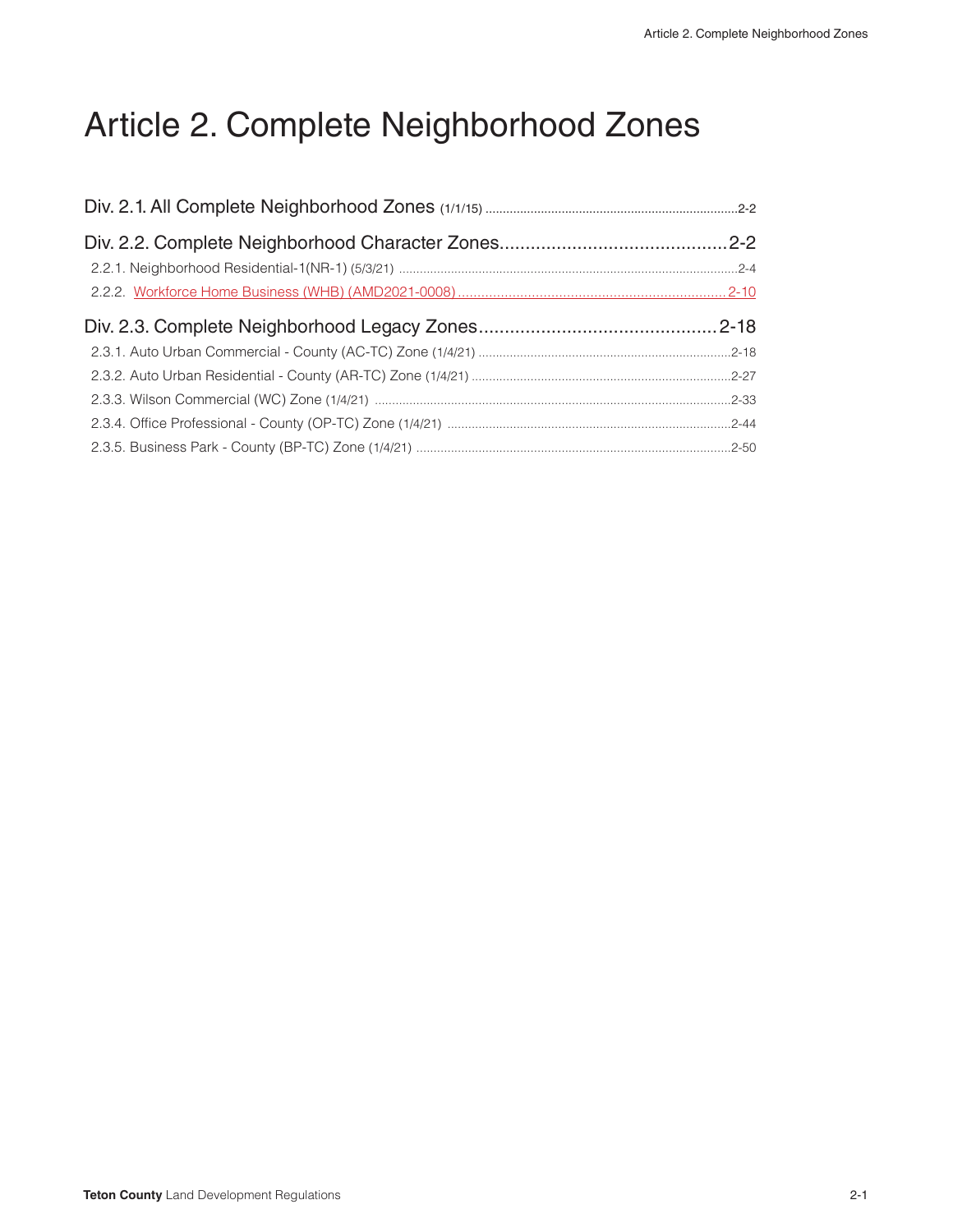# Article 2. Complete Neighborhood Zones

Div. 2.1. All Complete Neighborhood Zones (1/1/15) .......... 2-2

Div. 2.2. Complete Neighborhood Character Zones .......... 2-2

- 2.2.1. Neighborhood Residential-1(NR-1) (5/3/21) .......... 2-4
- 2.2.2. Workforce Home Business (WHB) (AMD2021-0008) .......... 2-10

Div. 2.3. Complete Neighborhood Legacy Zones .......... 2-18

- 2.3.1. Auto Urban Commercial - County (AC-TC) Zone (1/4/21) .......... 2-18
- 2.3.2. Auto Urban Residential - County (AR-TC) Zone (1/4/21) .......... 2-27
- 2.3.3. Wilson Commercial (WC) Zone (1/4/21) .......... 2-33
- 2.3.4. Office Professional - County (OP-TC) Zone (1/4/21) .......... 2-44
- 2.3.5. Business Park - County (BP-TC) Zone (1/4/21) .......... 2-50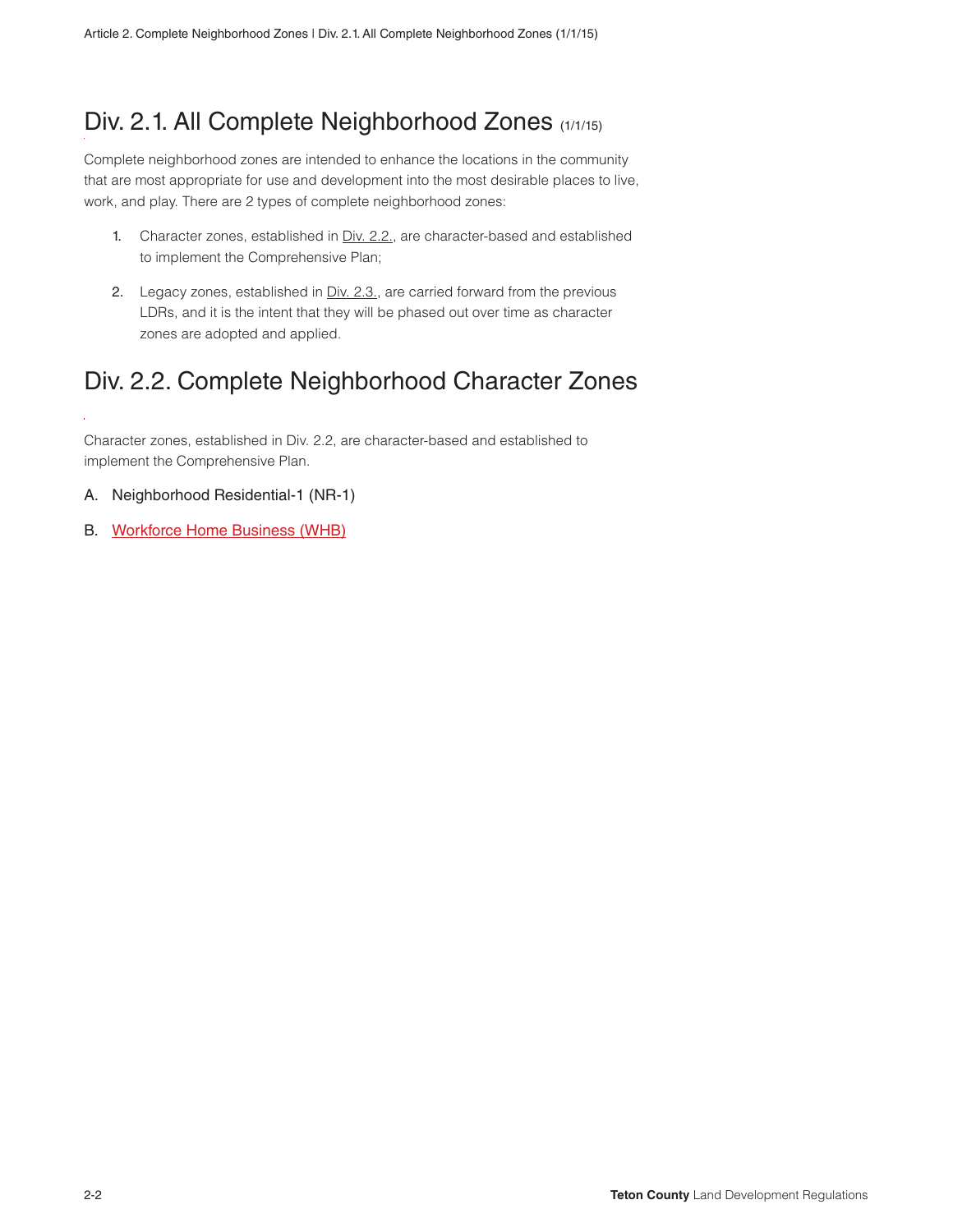## Div. 2.1. All Complete Neighborhood Zones (1/1/15)

Complete neighborhood zones are intended to enhance the locations in the community that are most appropriate for use and development into the most desirable places to live, work, and play. There are 2 types of complete neighborhood zones:

1. Character zones, established in Div. 2.2., are character-based and established to implement the Comprehensive Plan;
2. Legacy zones, established in Div. 2.3., are carried forward from the previous LDRs, and it is the intent that they will be phased out over time as character zones are adopted and applied.

## Div. 2.2. Complete Neighborhood Character Zones

Character zones, established in Div. 2.2, are character-based and established to implement the Comprehensive Plan.

A. Neighborhood Residential-1 (NR-1)

B. Workforce Home Business (WHB)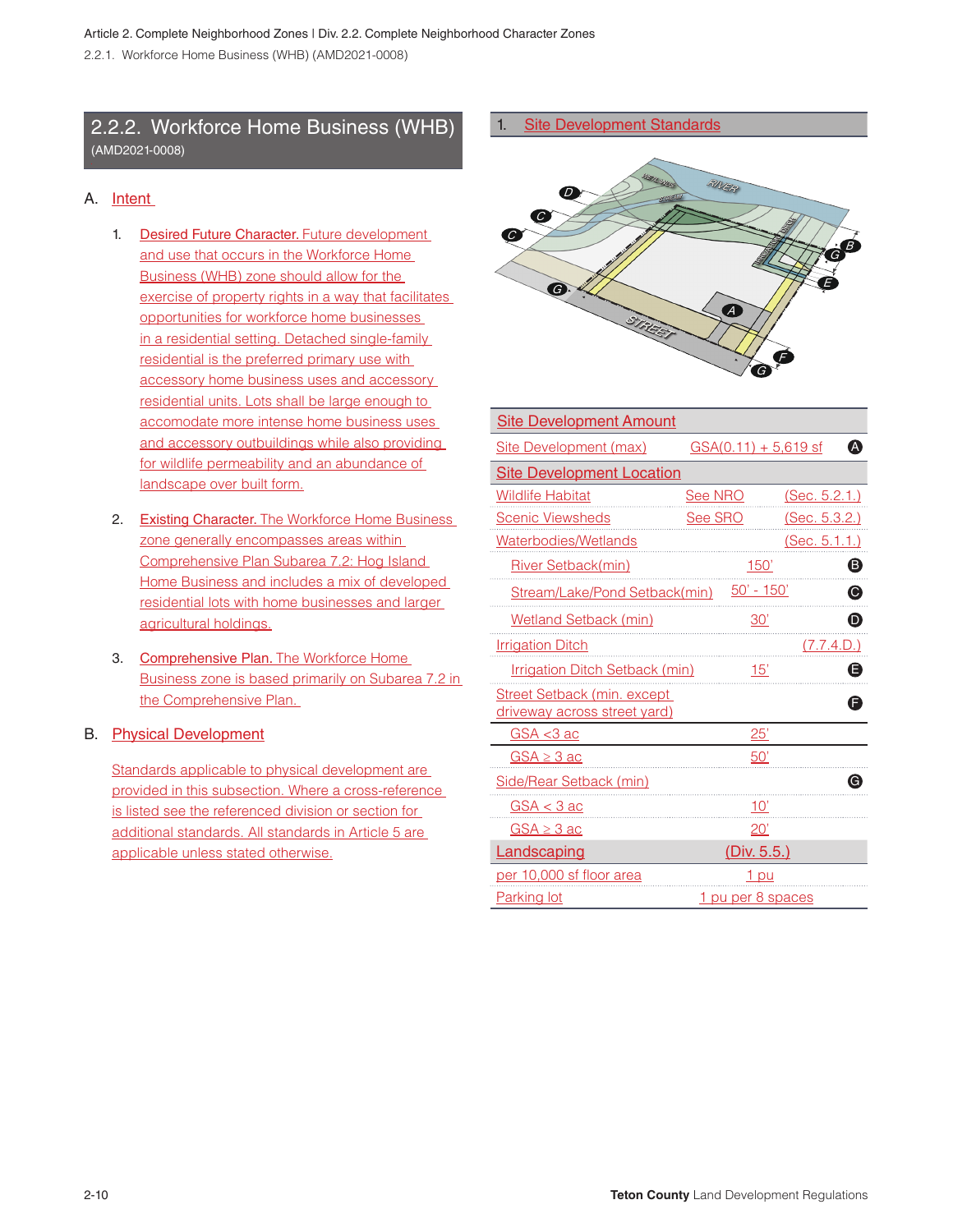## 2.2.2. Workforce Home Business (WHB)

(AMD2021-0008)

### A. Intent

1. Desired Future Character. Future development and use that occurs in the Workforce Home Business (WHB) zone should allow for the exercise of property rights in a way that facilitates opportunities for workforce home businesses in a residential setting. Detached single-family residential is the preferred primary use with accessory home business uses and accessory residential units. Lots shall be large enough to accomodate more intense home business uses and accessory outbuildings while also providing for wildlife permeability and an abundance of landscape over built form.

2. Existing Character. The Workforce Home Business zone generally encompasses areas within Comprehensive Plan Subarea 7.2: Hog Island Home Business and includes a mix of developed residential lots with home businesses and larger agricultural holdings.

3. Comprehensive Plan. The Workforce Home Business zone is based primarily on Subarea 7.2 in the Comprehensive Plan.

### B. Physical Development

Standards applicable to physical development are provided in this subsection. Where a cross-reference is listed see the referenced division or section for additional standards. All standards in Article 5 are applicable unless stated otherwise.

#### 1. Site Development Standards

| Site Development Amount | | | |
|---|---|---|---|
| Site Development (max) | GSA(0.11) + 5,619 sf | | A |
| **Site Development Location** | | | |
| Wildlife Habitat | See NRO | (Sec. 5.2.1.) | |
| Scenic Viewsheds | See SRO | (Sec. 5.3.2.) | |
| Waterbodies/Wetlands | | (Sec. 5.1.1.) | |
| River Setback(min) | 150' | | B |
| Stream/Lake/Pond Setback(min) | 50' - 150' | | C |
| Wetland Setback (min) | 30' | | D |
| Irrigation Ditch | | (7.7.4.D.) | |
| Irrigation Ditch Setback (min) | 15' | | E |
| Street Setback (min. except driveway across street yard) | | | F |
| GSA <3 ac | 25' | | |
| GSA ≥ 3 ac | 50' | | |
| Side/Rear Setback (min) | | | G |
| GSA < 3 ac | 10' | | |
| GSA ≥ 3 ac | 20' | | |
| **Landscaping** | (Div. 5.5.) | | |
| per 10,000 sf floor area | 1 pu | | |
| Parking lot | 1 pu per 8 spaces | | |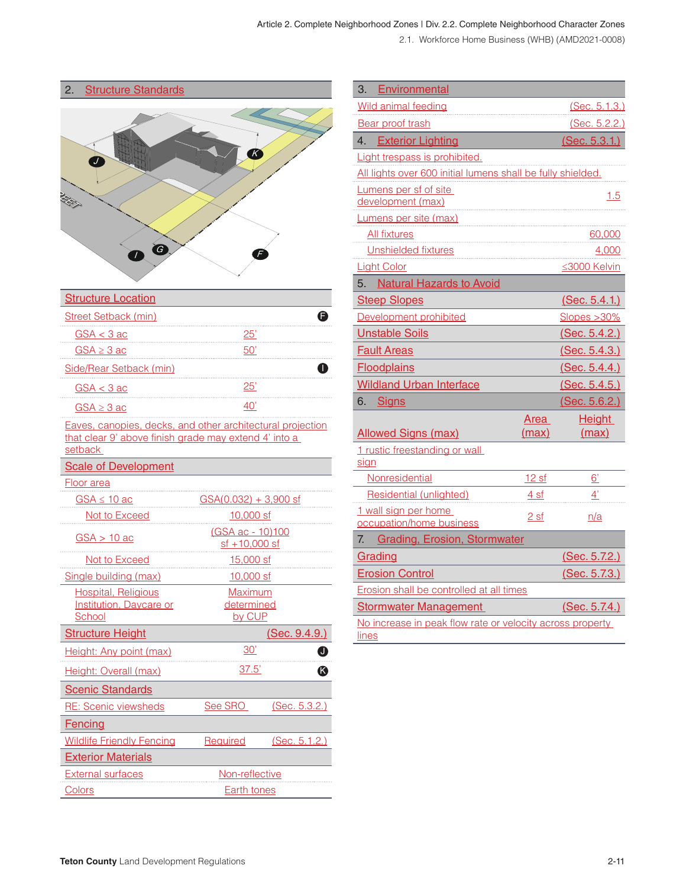## 2. Structure Standards

| Structure Location | | |
|---|---|---|
| Street Setback (min) | | F |
| GSA < 3 ac | 25' | |
| GSA ≥ 3 ac | 50' | |
| Side/Rear Setback (min) | | I |
| GSA < 3 ac | 25' | |
| GSA ≥ 3 ac | 40' | |
| Eaves, canopies, decks, and other architectural projection that clear 9' above finish grade may extend 4' into a setback | | |

| Scale of Development | |
|---|---|
| Floor area | |
| GSA ≤ 10 ac | GSA(0.032) + 3,900 sf |
| Not to Exceed | 10,000 sf |
| GSA > 10 ac | (GSA ac - 10)100 sf +10,000 sf |
| Not to Exceed | 15,000 sf |
| Single building (max) | 10,000 sf |
| Hospital, Religious Institution, Daycare or School | Maximum determined by CUP |

| Structure Height | (Sec. 9.4.9.) | |
|---|---|---|
| Height: Any point (max) | 30' | J |
| Height: Overall (max) | 37.5' | K |

| Scenic Standards | | |
|---|---|---|
| RE: Scenic viewsheds | See SRO | (Sec. 5.3.2.) |

| Fencing | | |
|---|---|---|
| Wildlife Friendly Fencing | Required | (Sec. 5.1.2.) |

| Exterior Materials | |
|---|---|
| External surfaces | Non-reflective |
| Colors | Earth tones |

## 3. Environmental

| | |
|---|---|
| Wild animal feeding | (Sec. 5.1.3.) |
| Bear proof trash | (Sec. 5.2.2.) |

## 4. Exterior Lighting (Sec. 5.3.1.)

| | |
|---|---|
| Light trespass is prohibited. | |
| All lights over 600 initial lumens shall be fully shielded. | |
| Lumens per sf of site development (max) | 1.5 |
| Lumens per site (max) | |
| All fixtures | 60,000 |
| Unshielded fixtures | 4,000 |
| Light Color | ≤3000 Kelvin |

## 5. Natural Hazards to Avoid

| | |
|---|---|
| Steep Slopes | (Sec. 5.4.1.) |
| Development prohibited | Slopes >30% |
| Unstable Soils | (Sec. 5.4.2.) |
| Fault Areas | (Sec. 5.4.3.) |
| Floodplains | (Sec. 5.4.4.) |
| Wildland Urban Interface | (Sec. 5.4.5.) |

## 6. Signs (Sec. 5.6.2.)

| Allowed Signs (max) | Area (max) | Height (max) |
|---|---|---|
| 1 rustic freestanding or wall sign | | |
| Nonresidential | 12 sf | 6' |
| Residential (unlighted) | 4 sf | 4' |
| 1 wall sign per home occupation/home business | 2 sf | n/a |

## 7. Grading, Erosion, Stormwater

| | |
|---|---|
| Grading | (Sec. 5.7.2.) |
| Erosion Control | (Sec. 5.7.3.) |
| Erosion shall be controlled at all times | |
| Stormwater Management | (Sec. 5.7.4.) |
| No increase in peak flow rate or velocity across property lines | |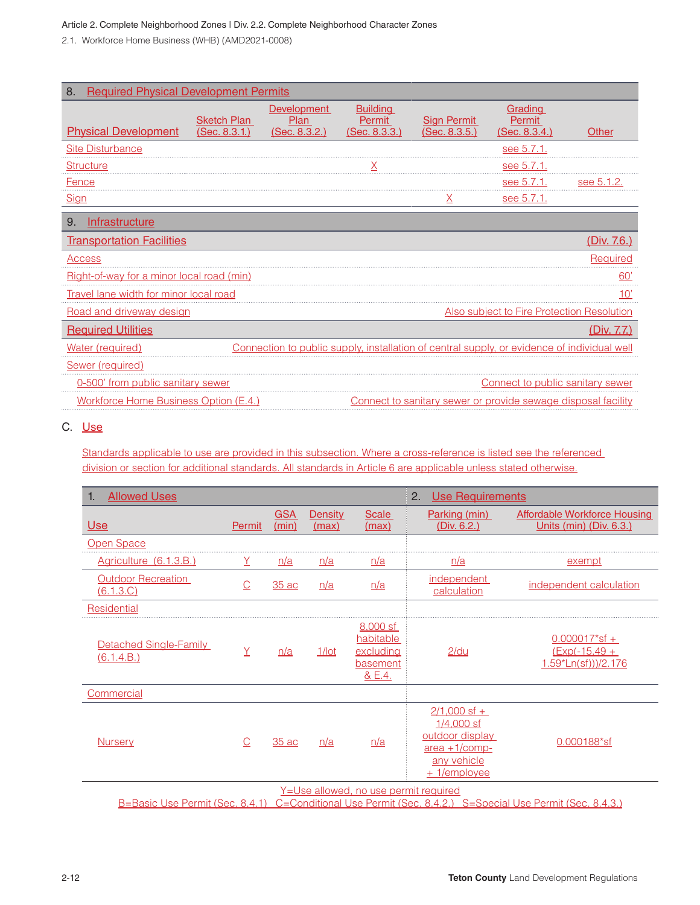| 8. Required Physical Development Permits | | | | | | |
|---|---|---|---|---|---|---|
| Physical Development | Sketch Plan (Sec. 8.3.1.) | Development Plan (Sec. 8.3.2.) | Building Permit (Sec. 8.3.3.) | Sign Permit (Sec. 8.3.5.) | Grading Permit (Sec. 8.3.4.) | Other |
| Site Disturbance | | | | | see 5.7.1. | |
| Structure | | | X | | see 5.7.1. | |
| Fence | | | | | see 5.7.1. | see 5.1.2. |
| Sign | | | | X | see 5.7.1. | |

| 9. Infrastructure | |
|---|---|
| **Transportation Facilities** | **(Div. 7.6.)** |
| Access | Required |
| Right-of-way for a minor local road (min) | 60' |
| Travel lane width for minor local road | 10' |
| Road and driveway design | Also subject to Fire Protection Resolution |
| **Required Utilities** | **(Div. 7.7.)** |
| Water (required) | Connection to public supply, installation of central supply, or evidence of individual well |
| Sewer (required) | |
| 0-500' from public sanitary sewer | Connect to public sanitary sewer |
| Workforce Home Business Option (E.4.) | Connect to sanitary sewer or provide sewage disposal facility |

## C. Use

Standards applicable to use are provided in this subsection. Where a cross-reference is listed see the referenced division or section for additional standards. All standards in Article 6 are applicable unless stated otherwise.

| 1. Allowed Uses | | | | | 2. Use Requirements | |
|---|---|---|---|---|---|---|
| Use | Permit | GSA (min) | Density (max) | Scale (max) | Parking (min) (Div. 6.2.) | Affordable Workforce Housing Units (min) (Div. 6.3.) |
| Open Space | | | | | | |
| Agriculture (6.1.3.B.) | Y | n/a | n/a | n/a | n/a | exempt |
| Outdoor Recreation (6.1.3.C) | C | 35 ac | n/a | n/a | independent calculation | independent calculation |
| Residential | | | | | | |
| Detached Single-Family (6.1.4.B.) | Y | n/a | 1/lot | 8,000 sf habitable excluding basement & E.4. | 2/du | 0.000017*sf + (Exp(-15.49 + 1.59*Ln(sf)))/2.176 |
| Commercial | | | | | | |
| Nursery | C | 35 ac | n/a | n/a | 2/1,000 sf + 1/4,000 sf outdoor display area +1/company vehicle + 1/employee | 0.000188*sf |

Y=Use allowed, no use permit required
B=Basic Use Permit (Sec. 8.4.1) C=Conditional Use Permit (Sec. 8.4.2.) S=Special Use Permit (Sec. 8.4.3.)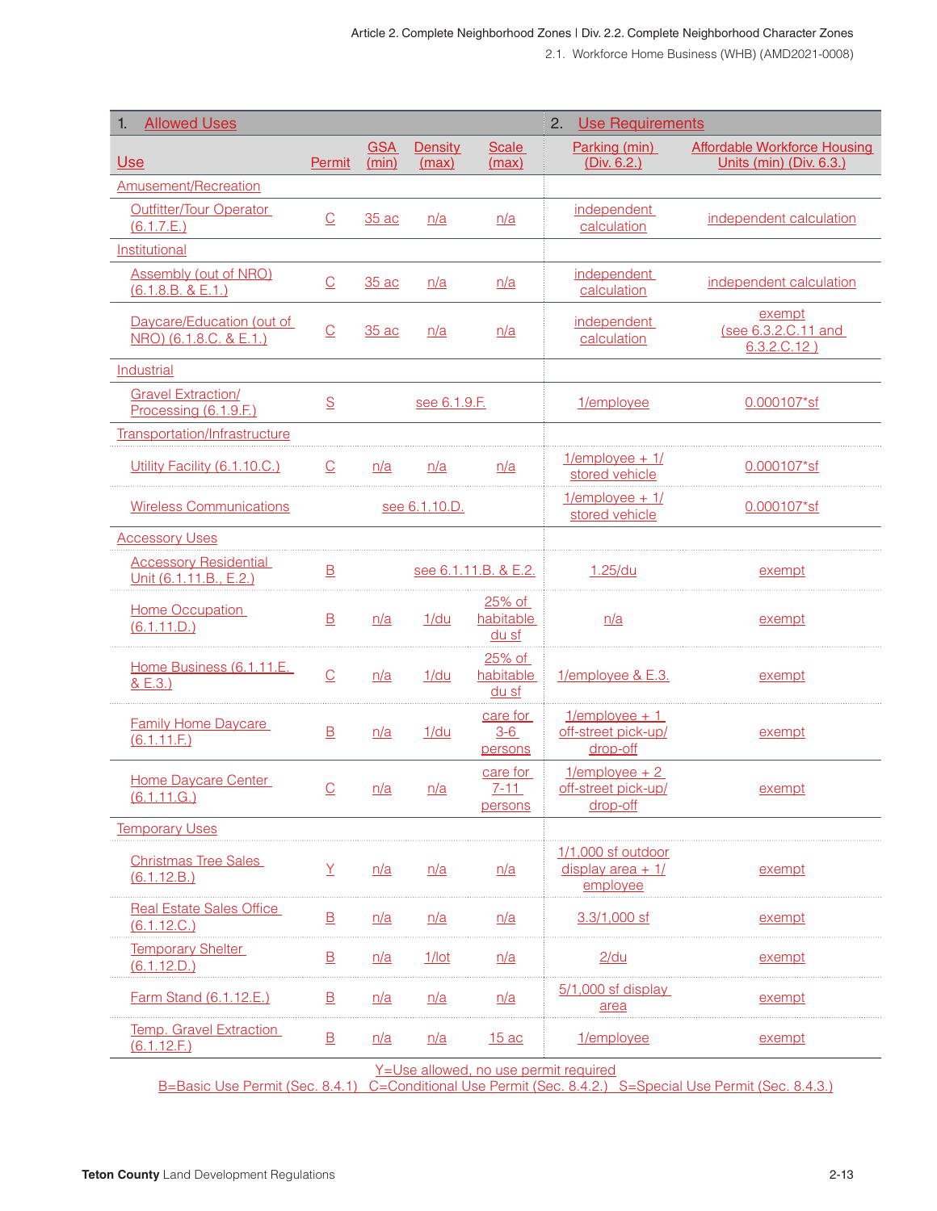| 1. Allowed Uses | | | | | 2. Use Requirements | |
|---|---|---|---|---|---|---|
| Use | Permit | GSA (min) | Density (max) | Scale (max) | Parking (min) (Div. 6.2.) | Affordable Workforce Housing Units (min) (Div. 6.3.) |
| Amusement/Recreation | | | | | | |
| Outfitter/Tour Operator (6.1.7.E.) | C | 35 ac | n/a | n/a | independent calculation | independent calculation |
| Institutional | | | | | | |
| Assembly (out of NRO) (6.1.8.B. & E.1.) | C | 35 ac | n/a | n/a | independent calculation | independent calculation |
| Daycare/Education (out of NRO) (6.1.8.C. & E.1.) | C | 35 ac | n/a | n/a | independent calculation | exempt (see 6.3.2.C.11 and 6.3.2.C.12 ) |
| Industrial | | | | | | |
| Gravel Extraction/ Processing (6.1.9.F.) | S | | see 6.1.9.F. | | 1/employee | 0.000107*sf |
| Transportation/Infrastructure | | | | | | |
| Utility Facility (6.1.10.C.) | C | n/a | n/a | n/a | 1/employee + 1/ stored vehicle | 0.000107*sf |
| Wireless Communications | | see 6.1.10.D. | | | 1/employee + 1/ stored vehicle | 0.000107*sf |
| Accessory Uses | | | | | | |
| Accessory Residential Unit (6.1.11.B., E.2.) | B | | see 6.1.11.B. & E.2. | | 1.25/du | exempt |
| Home Occupation (6.1.11.D.) | B | n/a | 1/du | 25% of habitable du sf | n/a | exempt |
| Home Business (6.1.11.E. & E.3.) | C | n/a | 1/du | 25% of habitable du sf | 1/employee & E.3. | exempt |
| Family Home Daycare (6.1.11.F.) | B | n/a | 1/du | care for 3-6 persons | 1/employee + 1 off-street pick-up/ drop-off | exempt |
| Home Daycare Center (6.1.11.G.) | C | n/a | n/a | care for 7-11 persons | 1/employee + 2 off-street pick-up/ drop-off | exempt |
| Temporary Uses | | | | | | |
| Christmas Tree Sales (6.1.12.B.) | Y | n/a | n/a | n/a | 1/1,000 sf outdoor display area + 1/ employee | exempt |
| Real Estate Sales Office (6.1.12.C.) | B | n/a | n/a | n/a | 3.3/1,000 sf | exempt |
| Temporary Shelter (6.1.12.D.) | B | n/a | 1/lot | n/a | 2/du | exempt |
| Farm Stand (6.1.12.E.) | B | n/a | n/a | n/a | 5/1,000 sf display area | exempt |
| Temp. Gravel Extraction (6.1.12.F.) | B | n/a | n/a | 15 ac | 1/employee | exempt |

Y=Use allowed, no use permit required
B=Basic Use Permit (Sec. 8.4.1) C=Conditional Use Permit (Sec. 8.4.2.) S=Special Use Permit (Sec. 8.4.3.)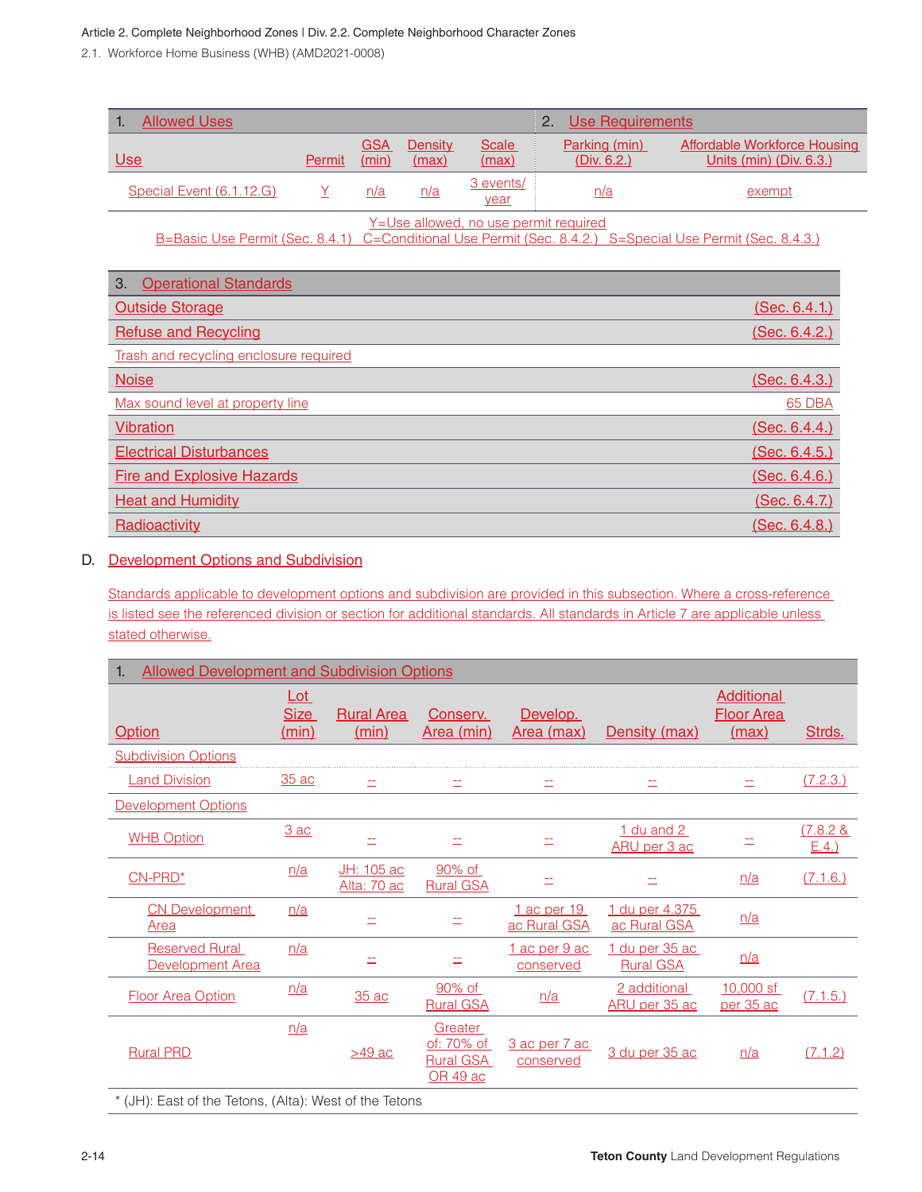| 1. Allowed Uses | | | | | 2. Use Requirements | |
|---|---|---|---|---|---|---|
| Use | Permit | GSA (min) | Density (max) | Scale (max) | Parking (min) (Div. 6.2.) | Affordable Workforce Housing Units (min) (Div. 6.3.) |
| Special Event (6.1.12.G) | Y | n/a | n/a | 3 events/ year | n/a | exempt |

Y=Use allowed, no use permit required
B=Basic Use Permit (Sec. 8.4.1) C=Conditional Use Permit (Sec. 8.4.2.) S=Special Use Permit (Sec. 8.4.3.)

| 3. Operational Standards | |
|---|---|
| Outside Storage | (Sec. 6.4.1.) |
| Refuse and Recycling | (Sec. 6.4.2.) |
| Trash and recycling enclosure required | |
| Noise | (Sec. 6.4.3.) |
| Max sound level at property line | 65 DBA |
| Vibration | (Sec. 6.4.4.) |
| Electrical Disturbances | (Sec. 6.4.5.) |
| Fire and Explosive Hazards | (Sec. 6.4.6.) |
| Heat and Humidity | (Sec. 6.4.7.) |
| Radioactivity | (Sec. 6.4.8.) |

## D. Development Options and Subdivision

Standards applicable to development options and subdivision are provided in this subsection. Where a cross-reference is listed see the referenced division or section for additional standards. All standards in Article 7 are applicable unless stated otherwise.

| 1. Allowed Development and Subdivision Options | | | | | | | |
|---|---|---|---|---|---|---|---|
| Option | Lot Size (min) | Rural Area (min) | Conserv. Area (min) | Develop. Area (max) | Density (max) | Additional Floor Area (max) | Strds. |
| Subdivision Options | | | | | | | |
| Land Division | 35 ac | -- | -- | -- | -- | -- | (7.2.3.) |
| Development Options | | | | | | | |
| WHB Option | 3 ac | -- | -- | -- | 1 du and 2 ARU per 3 ac | -- | (7.8.2 & E.4.) |
| CN-PRD* | n/a | JH: 105 ac Alta: 70 ac | 90% of Rural GSA | -- | -- | n/a | (7.1.6.) |
| CN Development Area | n/a | -- | -- | 1 ac per 19 ac Rural GSA | 1 du per 4.375 ac Rural GSA | n/a | |
| Reserved Rural Development Area | n/a | -- | -- | 1 ac per 9 ac conserved | 1 du per 35 ac Rural GSA | n/a | |
| Floor Area Option | n/a | 35 ac | 90% of Rural GSA | n/a | 2 additional ARU per 35 ac | 10,000 sf per 35 ac | (7.1.5.) |
| Rural PRD | n/a | >49 ac | Greater of: 70% of Rural GSA OR 49 ac | 3 ac per 7 ac conserved | 3 du per 35 ac | n/a | (7.1.2) |

* (JH): East of the Tetons, (Alta): West of the Tetons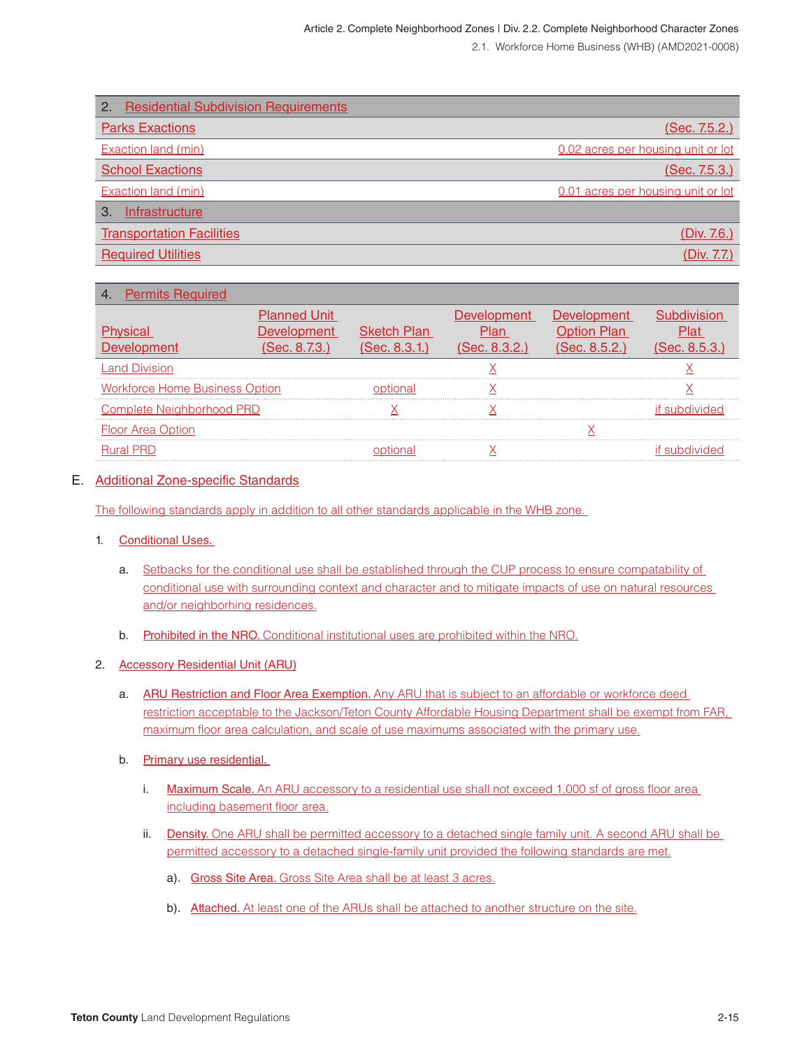| 2. Residential Subdivision Requirements | |
|---|---|
| Parks Exactions | (Sec. 7.5.2.) |
| Exaction land (min) | 0.02 acres per housing unit or lot |
| School Exactions | (Sec. 7.5.3.) |
| Exaction land (min) | 0.01 acres per housing unit or lot |
| **3. Infrastructure** | |
| Transportation Facilities | (Div. 7.6.) |
| Required Utilities | (Div. 7.7.) |

| 4. Permits Required | | | | | |
|---|---|---|---|---|---|
| Physical Development | Planned Unit Development (Sec. 8.7.3.) | Sketch Plan (Sec. 8.3.1.) | Development Plan (Sec. 8.3.2.) | Development Option Plan (Sec. 8.5.2.) | Subdivision Plat (Sec. 8.5.3.) |
| Land Division | | | X | | X |
| Workforce Home Business Option | | optional | X | | X |
| Complete Neighborhood PRD | | X | X | | if subdivided |
| Floor Area Option | | | | X | |
| Rural PRD | | optional | X | | if subdivided |

## E. Additional Zone-specific Standards

The following standards apply in addition to all other standards applicable in the WHB zone.

1. Conditional Uses.

   a. Setbacks for the conditional use shall be established through the CUP process to ensure compatability of conditional use with surrounding context and character and to mitigate impacts of use on natural resources and/or neighborhing residences.

   b. Prohibited in the NRO. Conditional institutional uses are prohibited within the NRO.

2. Accessory Residential Unit (ARU)

   a. ARU Restriction and Floor Area Exemption. Any ARU that is subject to an affordable or workforce deed restriction acceptable to the Jackson/Teton County Affordable Housing Department shall be exempt from FAR, maximum floor area calculation, and scale of use maximums associated with the primary use.

   b. Primary use residential.

      i. Maximum Scale. An ARU accessory to a residential use shall not exceed 1,000 sf of gross floor area including basement floor area.

      ii. Density. One ARU shall be permitted accessory to a detached single family unit. A second ARU shall be permitted accessory to a detached single-family unit provided the following standards are met.

         a). Gross Site Area. Gross Site Area shall be at least 3 acres.

         b). Attached. At least one of the ARUs shall be attached to another structure on the site.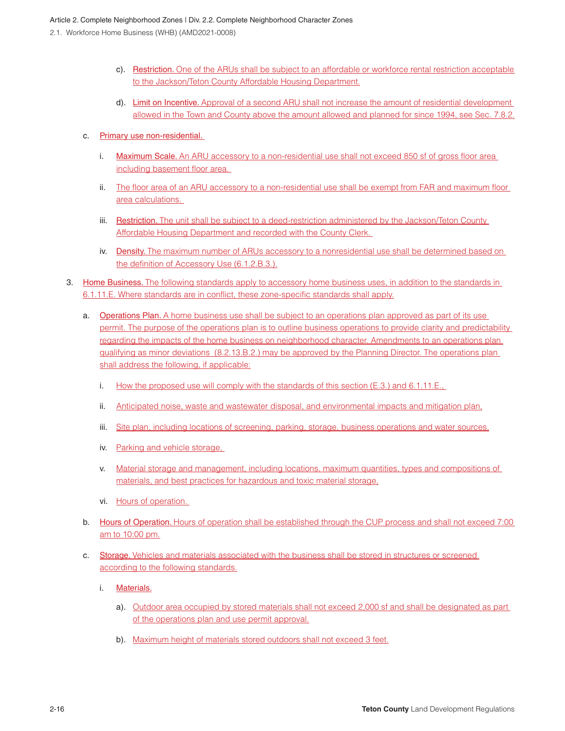c). Restriction. One of the ARUs shall be subject to an affordable or workforce rental restriction acceptable to the Jackson/Teton County Affordable Housing Department.

d). Limit on Incentive. Approval of a second ARU shall not increase the amount of residential development allowed in the Town and County above the amount allowed and planned for since 1994, see Sec. 7.8.2.

c. Primary use non-residential.

i. Maximum Scale. An ARU accessory to a non-residential use shall not exceed 850 sf of gross floor area including basement floor area.

ii. The floor area of an ARU accessory to a non-residential use shall be exempt from FAR and maximum floor area calculations.

iii. Restriction. The unit shall be subject to a deed-restriction administered by the Jackson/Teton County Affordable Housing Department and recorded with the County Clerk.

iv. Density. The maximum number of ARUs accessory to a nonresidential use shall be determined based on the definition of Accessory Use (6.1.2.B.3.).

3. Home Business. The following standards apply to accessory home business uses, in addition to the standards in 6.1.11.E. Where standards are in conflict, these zone-specific standards shall apply.

a. Operations Plan. A home business use shall be subject to an operations plan approved as part of its use permit. The purpose of the operations plan is to outline business operations to provide clarity and predictability regarding the impacts of the home business on neighborhood character. Amendments to an operations plan qualifying as minor deviations (8.2.13.B.2.) may be approved by the Planning Director. The operations plan shall address the following, if applicable:

i. How the proposed use will comply with the standards of this section (E.3.) and 6.1.11.E.,

ii. Anticipated noise, waste and wastewater disposal, and environmental impacts and mitigation plan,

iii. Site plan, including locations of screening, parking, storage, business operations and water sources,

iv. Parking and vehicle storage,

v. Material storage and management, including locations, maximum quantities, types and compositions of materials, and best practices for hazardous and toxic material storage,

vi. Hours of operation.

b. Hours of Operation. Hours of operation shall be established through the CUP process and shall not exceed 7:00 am to 10:00 pm.

c. Storage. Vehicles and materials associated with the business shall be stored in structures or screened according to the following standards.

i. Materials.

a). Outdoor area occupied by stored materials shall not exceed 2,000 sf and shall be designated as part of the operations plan and use permit approval.

b). Maximum height of materials stored outdoors shall not exceed 3 feet.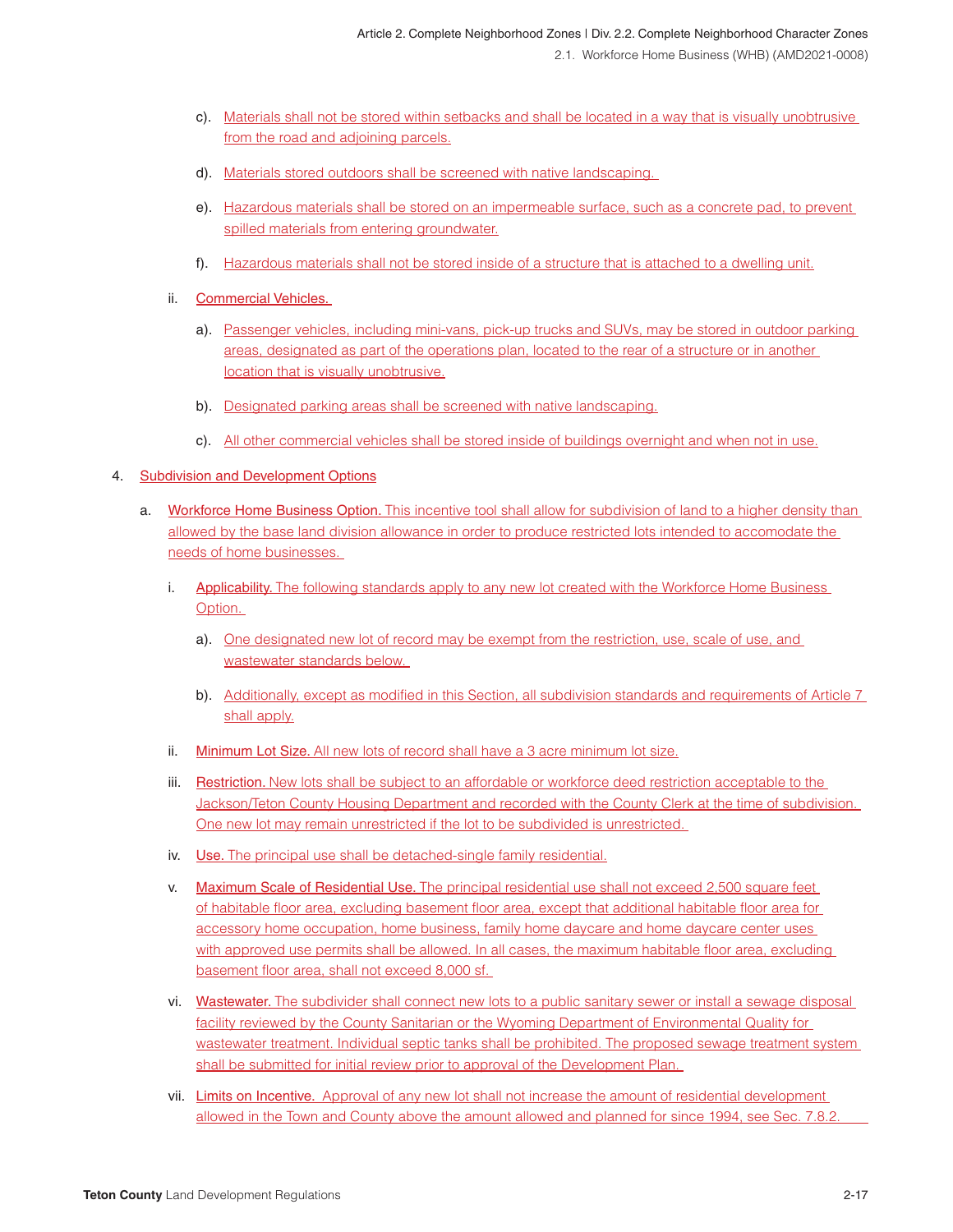c). Materials shall not be stored within setbacks and shall be located in a way that is visually unobtrusive from the road and adjoining parcels.

d). Materials stored outdoors shall be screened with native landscaping.

e). Hazardous materials shall be stored on an impermeable surface, such as a concrete pad, to prevent spilled materials from entering groundwater.

f). Hazardous materials shall not be stored inside of a structure that is attached to a dwelling unit.

ii. Commercial Vehicles.

a). Passenger vehicles, including mini-vans, pick-up trucks and SUVs, may be stored in outdoor parking areas, designated as part of the operations plan, located to the rear of a structure or in another location that is visually unobtrusive.

b). Designated parking areas shall be screened with native landscaping.

c). All other commercial vehicles shall be stored inside of buildings overnight and when not in use.

4. Subdivision and Development Options

a. Workforce Home Business Option. This incentive tool shall allow for subdivision of land to a higher density than allowed by the base land division allowance in order to produce restricted lots intended to accomodate the needs of home businesses.

i. Applicability. The following standards apply to any new lot created with the Workforce Home Business Option.

a). One designated new lot of record may be exempt from the restriction, use, scale of use, and wastewater standards below.

b). Additionally, except as modified in this Section, all subdivision standards and requirements of Article 7 shall apply.

ii. Minimum Lot Size. All new lots of record shall have a 3 acre minimum lot size.

iii. Restriction. New lots shall be subject to an affordable or workforce deed restriction acceptable to the Jackson/Teton County Housing Department and recorded with the County Clerk at the time of subdivision. One new lot may remain unrestricted if the lot to be subdivided is unrestricted.

iv. Use. The principal use shall be detached-single family residential.

v. Maximum Scale of Residential Use. The principal residential use shall not exceed 2,500 square feet of habitable floor area, excluding basement floor area, except that additional habitable floor area for accessory home occupation, home business, family home daycare and home daycare center uses with approved use permits shall be allowed. In all cases, the maximum habitable floor area, excluding basement floor area, shall not exceed 8,000 sf.

vi. Wastewater. The subdivider shall connect new lots to a public sanitary sewer or install a sewage disposal facility reviewed by the County Sanitarian or the Wyoming Department of Environmental Quality for wastewater treatment. Individual septic tanks shall be prohibited. The proposed sewage treatment system shall be submitted for initial review prior to approval of the Development Plan.

vii. Limits on Incentive. Approval of any new lot shall not increase the amount of residential development allowed in the Town and County above the amount allowed and planned for since 1994, see Sec. 7.8.2.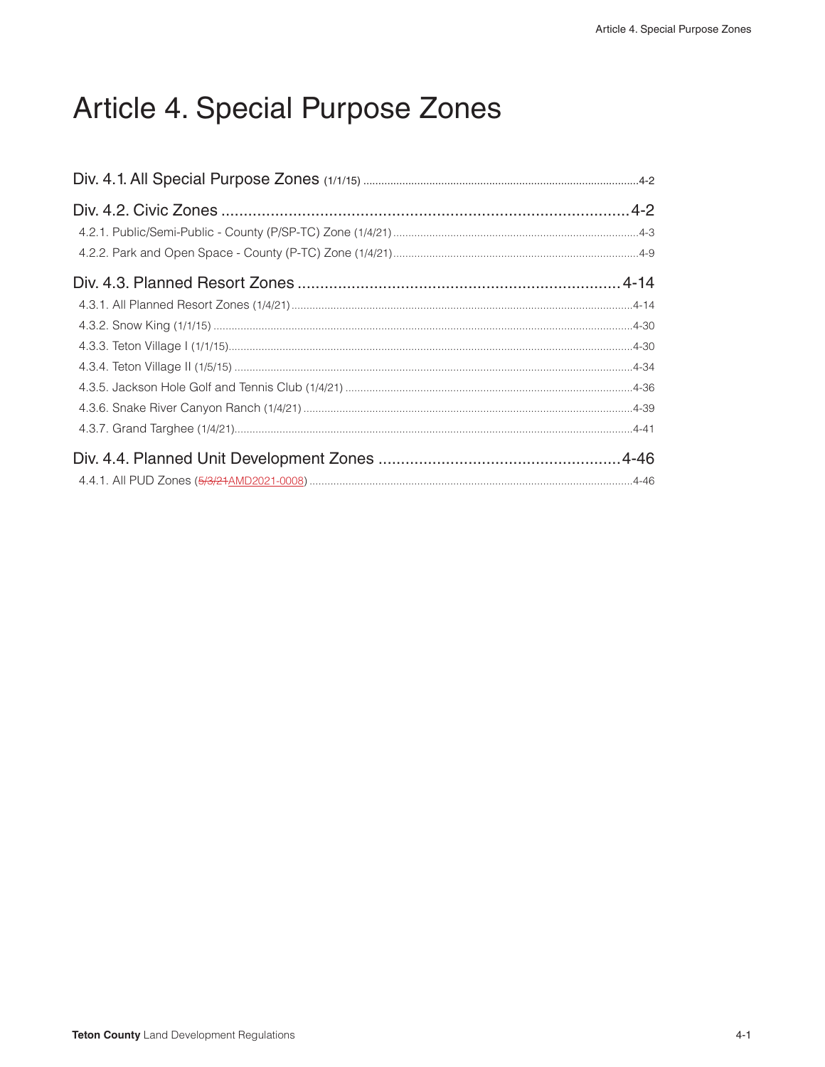# Article 4. Special Purpose Zones

Div. 4.1. All Special Purpose Zones (1/1/15) ....................................................................................4-2

Div. 4.2. Civic Zones ....................................................................................4-2

- 4.2.1. Public/Semi-Public - County (P/SP-TC) Zone (1/4/21) ....................................................................................4-3
- 4.2.2. Park and Open Space - County (P-TC) Zone (1/4/21) ....................................................................................4-9

Div. 4.3. Planned Resort Zones ....................................................................................4-14

- 4.3.1. All Planned Resort Zones (1/4/21) ....................................................................................4-14
- 4.3.2. Snow King (1/1/15) ....................................................................................4-30
- 4.3.3. Teton Village I (1/1/15) ....................................................................................4-30
- 4.3.4. Teton Village II (1/5/15) ....................................................................................4-34
- 4.3.5. Jackson Hole Golf and Tennis Club (1/4/21) ....................................................................................4-36
- 4.3.6. Snake River Canyon Ranch (1/4/21) ....................................................................................4-39
- 4.3.7. Grand Targhee (1/4/21) ....................................................................................4-41

Div. 4.4. Planned Unit Development Zones ....................................................................................4-46

- 4.4.1. All PUD Zones (~~5/3/21~~AMD2021-0008) ....................................................................................4-46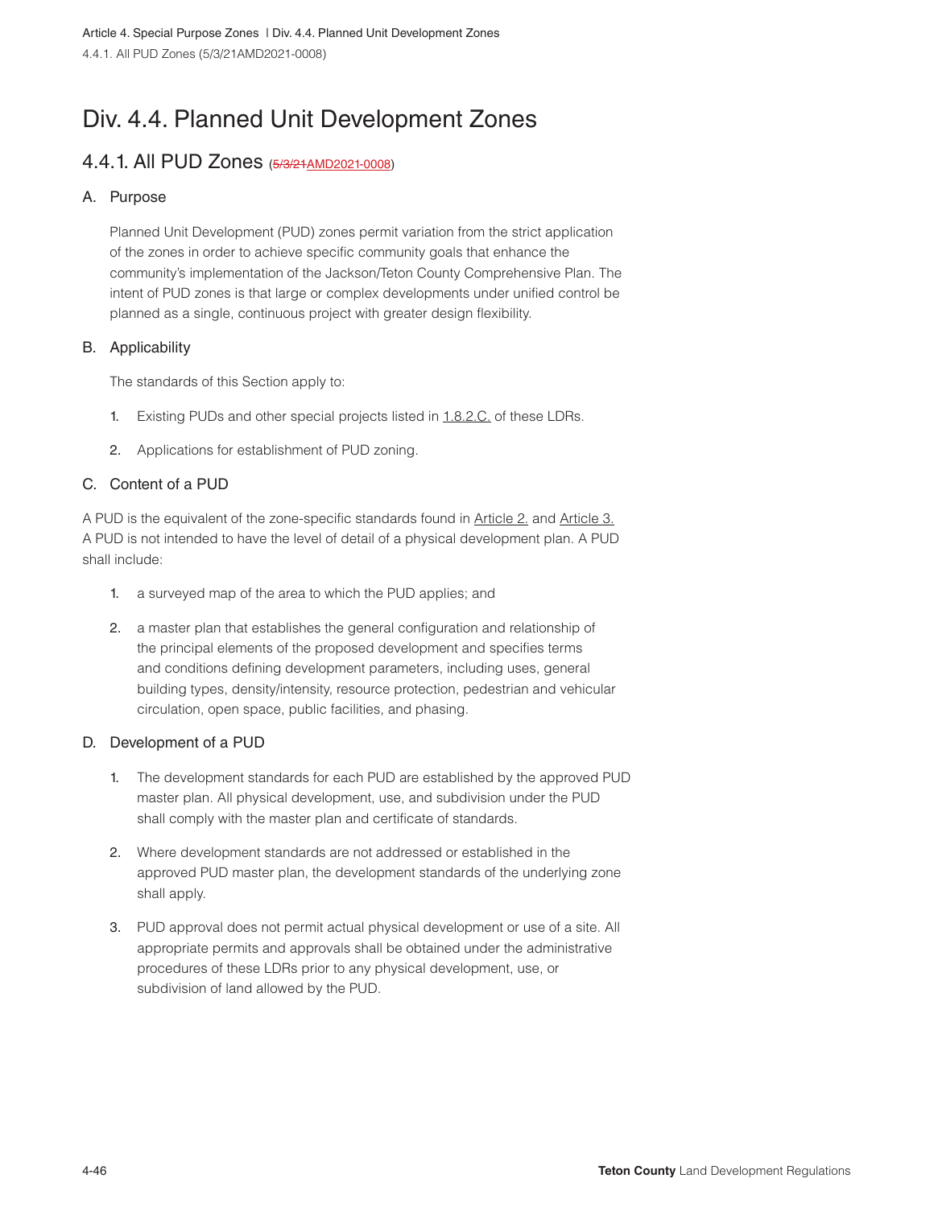# Div. 4.4. Planned Unit Development Zones

## 4.4.1. All PUD Zones (~~5/3/21~~AMD2021-0008)

### A. Purpose

Planned Unit Development (PUD) zones permit variation from the strict application of the zones in order to achieve specific community goals that enhance the community's implementation of the Jackson/Teton County Comprehensive Plan. The intent of PUD zones is that large or complex developments under unified control be planned as a single, continuous project with greater design flexibility.

### B. Applicability

The standards of this Section apply to:

1. Existing PUDs and other special projects listed in 1.8.2.C. of these LDRs.
2. Applications for establishment of PUD zoning.

### C. Content of a PUD

A PUD is the equivalent of the zone-specific standards found in Article 2. and Article 3. A PUD is not intended to have the level of detail of a physical development plan. A PUD shall include:

1. a surveyed map of the area to which the PUD applies; and
2. a master plan that establishes the general configuration and relationship of the principal elements of the proposed development and specifies terms and conditions defining development parameters, including uses, general building types, density/intensity, resource protection, pedestrian and vehicular circulation, open space, public facilities, and phasing.

### D. Development of a PUD

1. The development standards for each PUD are established by the approved PUD master plan. All physical development, use, and subdivision under the PUD shall comply with the master plan and certificate of standards.
2. Where development standards are not addressed or established in the approved PUD master plan, the development standards of the underlying zone shall apply.
3. PUD approval does not permit actual physical development or use of a site. All appropriate permits and approvals shall be obtained under the administrative procedures of these LDRs prior to any physical development, use, or subdivision of land allowed by the PUD.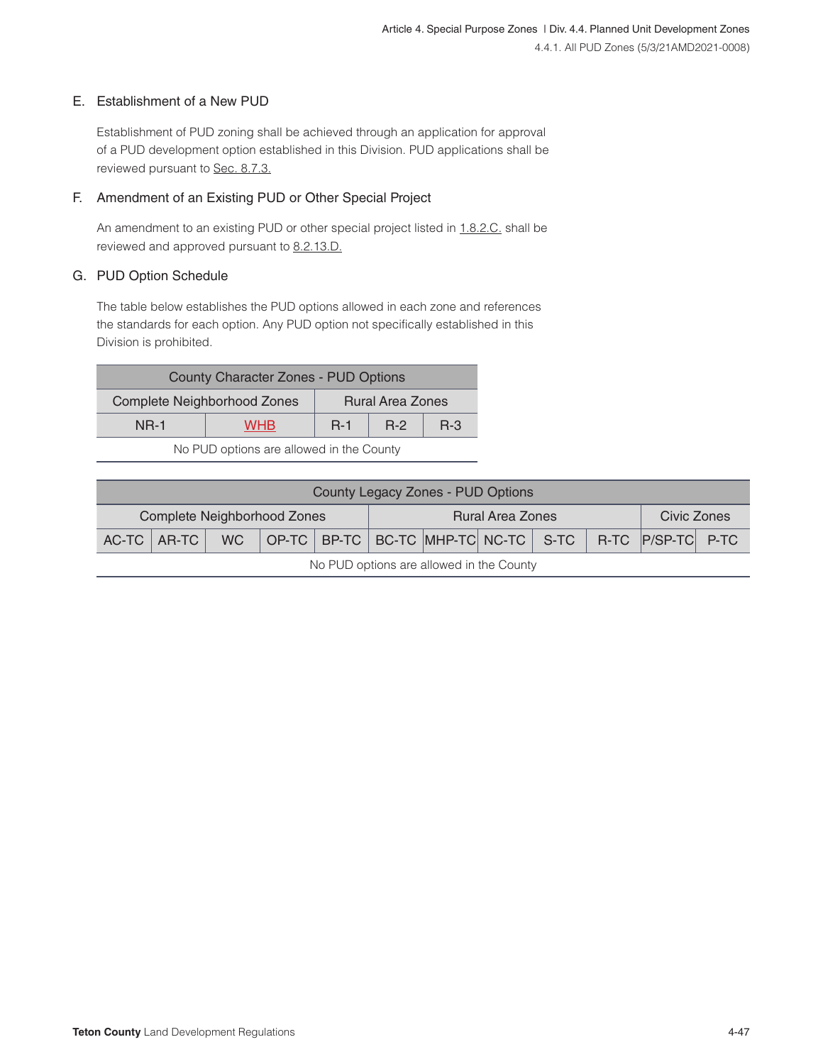### E. Establishment of a New PUD

Establishment of PUD zoning shall be achieved through an application for approval of a PUD development option established in this Division. PUD applications shall be reviewed pursuant to Sec. 8.7.3.

### F. Amendment of an Existing PUD or Other Special Project

An amendment to an existing PUD or other special project listed in 1.8.2.C. shall be reviewed and approved pursuant to 8.2.13.D.

### G. PUD Option Schedule

The table below establishes the PUD options allowed in each zone and references the standards for each option. Any PUD option not specifically established in this Division is prohibited.

| County Character Zones - PUD Options | | | | |
|---|---|---|---|---|
| Complete Neighborhood Zones | | Rural Area Zones | | |
| NR-1 | WHB | R-1 | R-2 | R-3 |
| No PUD options are allowed in the County | | | | |

| County Legacy Zones - PUD Options | | | | | | | | | | | |
|---|---|---|---|---|---|---|---|---|---|---|---|
| Complete Neighborhood Zones | | | | | Rural Area Zones | | | | | Civic Zones | |
| AC-TC | AR-TC | WC | OP-TC | BP-TC | BC-TC | MHP-TC | NC-TC | S-TC | R-TC | P/SP-TC | P-TC |
| No PUD options are allowed in the County | | | | | | | | | | | |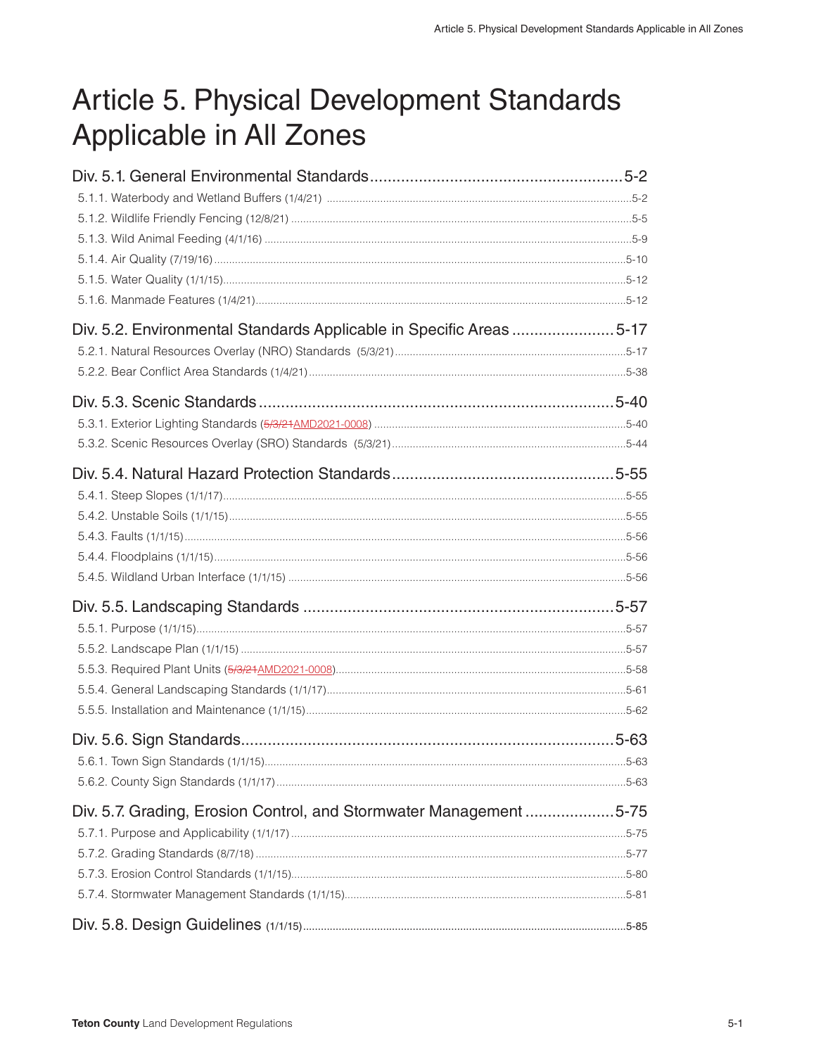# Article 5. Physical Development Standards Applicable in All Zones

**Div. 5.1. General Environmental Standards** ........................................ 5-2

- 5.1.1. Waterbody and Wetland Buffers (1/4/21) ........................................ 5-2
- 5.1.2. Wildlife Friendly Fencing (12/8/21) ........................................ 5-5
- 5.1.3. Wild Animal Feeding (4/1/16) ........................................ 5-9
- 5.1.4. Air Quality (7/19/16) ........................................ 5-10
- 5.1.5. Water Quality (1/1/15) ........................................ 5-12
- 5.1.6. Manmade Features (1/4/21) ........................................ 5-12

**Div. 5.2. Environmental Standards Applicable in Specific Areas** ........................................ 5-17

- 5.2.1. Natural Resources Overlay (NRO) Standards (5/3/21) ........................................ 5-17
- 5.2.2. Bear Conflict Area Standards (1/4/21) ........................................ 5-38

**Div. 5.3. Scenic Standards** ........................................ 5-40

- 5.3.1. Exterior Lighting Standards (~~5/3/21~~AMD2021-0008) ........................................ 5-40
- 5.3.2. Scenic Resources Overlay (SRO) Standards (5/3/21) ........................................ 5-44

**Div. 5.4. Natural Hazard Protection Standards** ........................................ 5-55

- 5.4.1. Steep Slopes (1/1/17) ........................................ 5-55
- 5.4.2. Unstable Soils (1/1/15) ........................................ 5-55
- 5.4.3. Faults (1/1/15) ........................................ 5-56
- 5.4.4. Floodplains (1/1/15) ........................................ 5-56
- 5.4.5. Wildland Urban Interface (1/1/15) ........................................ 5-56

**Div. 5.5. Landscaping Standards** ........................................ 5-57

- 5.5.1. Purpose (1/1/15) ........................................ 5-57
- 5.5.2. Landscape Plan (1/1/15) ........................................ 5-57
- 5.5.3. Required Plant Units (~~5/3/21~~AMD2021-0008) ........................................ 5-58
- 5.5.4. General Landscaping Standards (1/1/17) ........................................ 5-61
- 5.5.5. Installation and Maintenance (1/1/15) ........................................ 5-62

**Div. 5.6. Sign Standards** ........................................ 5-63

- 5.6.1. Town Sign Standards (1/1/15) ........................................ 5-63
- 5.6.2. County Sign Standards (1/1/17) ........................................ 5-63

**Div. 5.7. Grading, Erosion Control, and Stormwater Management** ........................................ 5-75

- 5.7.1. Purpose and Applicability (1/1/17) ........................................ 5-75
- 5.7.2. Grading Standards (8/7/18) ........................................ 5-77
- 5.7.3. Erosion Control Standards (1/1/15) ........................................ 5-80
- 5.7.4. Stormwater Management Standards (1/1/15) ........................................ 5-81

**Div. 5.8. Design Guidelines** (1/1/15) ........................................ 5-85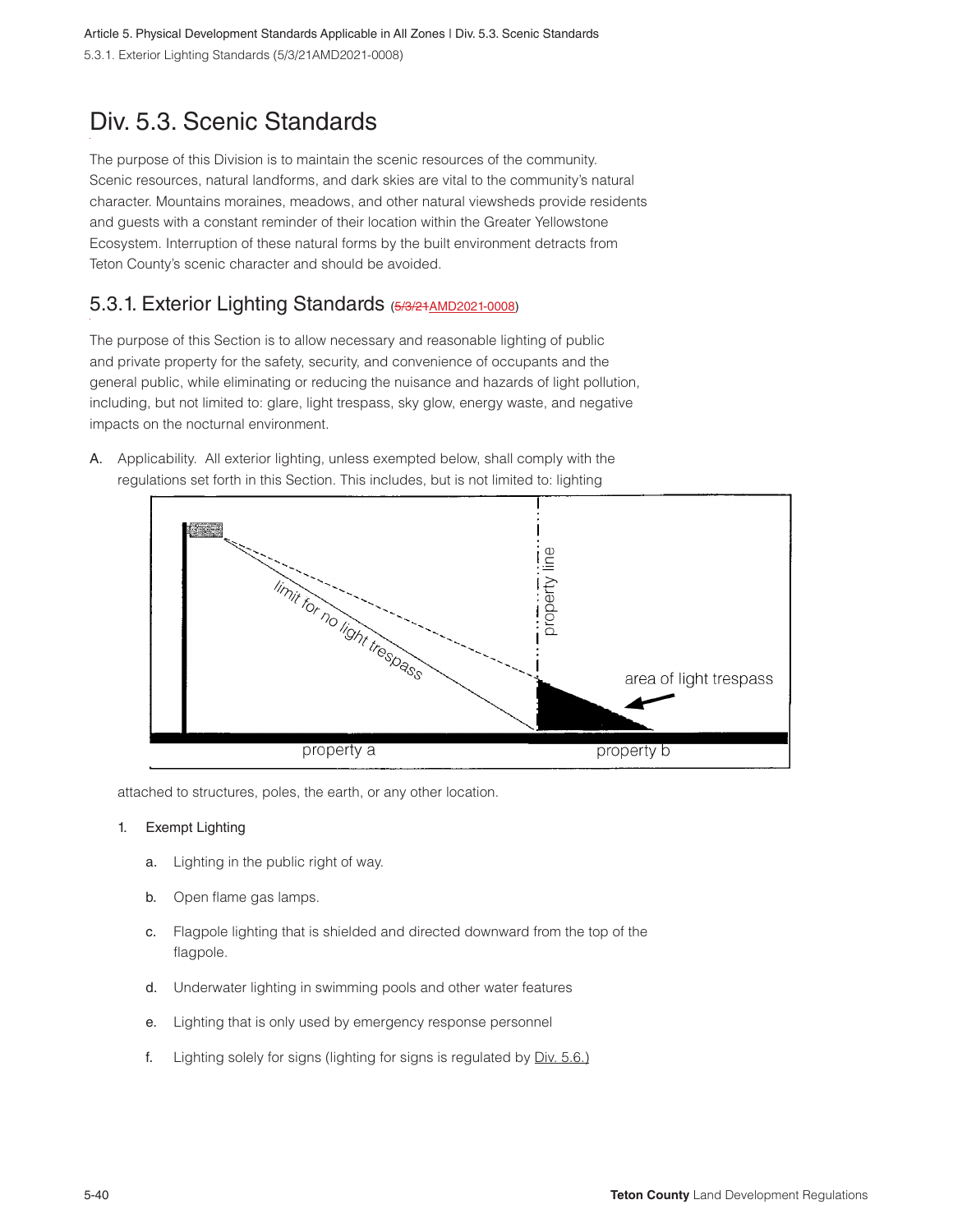# Div. 5.3. Scenic Standards

The purpose of this Division is to maintain the scenic resources of the community. Scenic resources, natural landforms, and dark skies are vital to the community's natural character. Mountains moraines, meadows, and other natural viewsheds provide residents and guests with a constant reminder of their location within the Greater Yellowstone Ecosystem. Interruption of these natural forms by the built environment detracts from Teton County's scenic character and should be avoided.

## 5.3.1. Exterior Lighting Standards (~~5/3/21~~AMD2021-0008)

The purpose of this Section is to allow necessary and reasonable lighting of public and private property for the safety, security, and convenience of occupants and the general public, while eliminating or reducing the nuisance and hazards of light pollution, including, but not limited to: glare, light trespass, sky glow, energy waste, and negative impacts on the nocturnal environment.

A. Applicability. All exterior lighting, unless exempted below, shall comply with the regulations set forth in this Section. This includes, but is not limited to: lighting attached to structures, poles, the earth, or any other location.

1. Exempt Lighting

   a. Lighting in the public right of way.

   b. Open flame gas lamps.

   c. Flagpole lighting that is shielded and directed downward from the top of the flagpole.

   d. Underwater lighting in swimming pools and other water features

   e. Lighting that is only used by emergency response personnel

   f. Lighting solely for signs (lighting for signs is regulated by Div. 5.6.)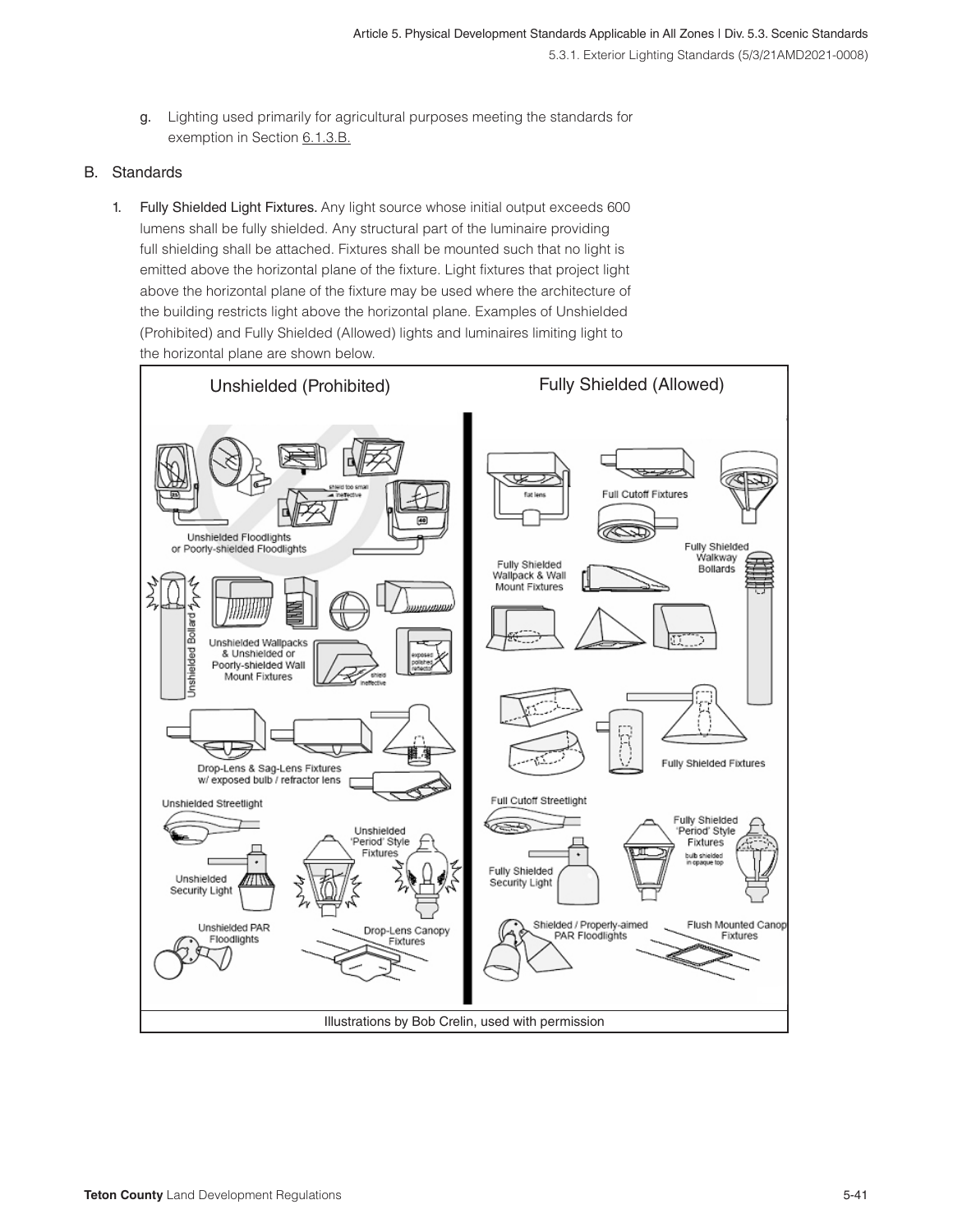g. Lighting used primarily for agricultural purposes meeting the standards for exemption in Section 6.1.3.B.

## B. Standards

1. **Fully Shielded Light Fixtures.** Any light source whose initial output exceeds 600 lumens shall be fully shielded. Any structural part of the luminaire providing full shielding shall be attached. Fixtures shall be mounted such that no light is emitted above the horizontal plane of the fixture. Light fixtures that project light above the horizontal plane of the fixture may be used where the architecture of the building restricts light above the horizontal plane. Examples of Unshielded (Prohibited) and Fully Shielded (Allowed) lights and luminaires limiting light to the horizontal plane are shown below.

Illustrations by Bob Crelin, used with permission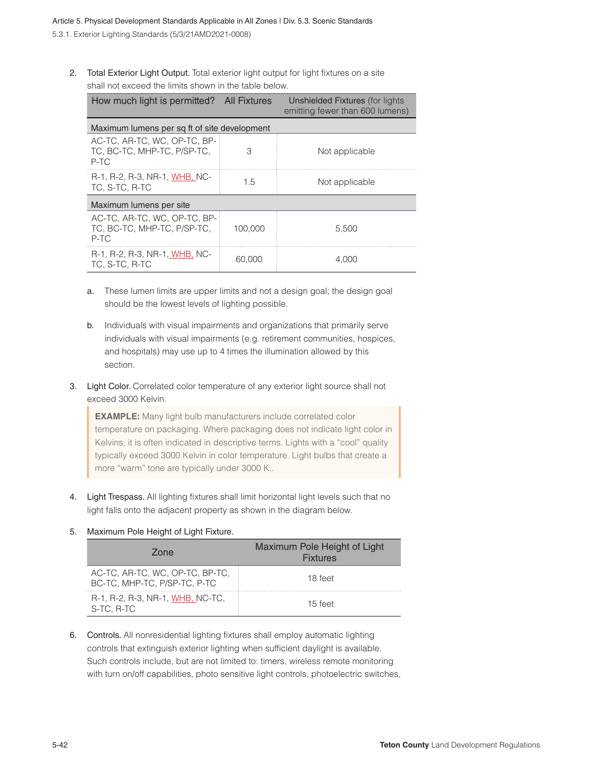2. Total Exterior Light Output. Total exterior light output for light fixtures on a site shall not exceed the limits shown in the table below.

| How much light is permitted? | All Fixtures | Unshielded Fixtures (for lights emitting fewer than 600 lumens) |
|---|---|---|
| Maximum lumens per sq ft of site development | | |
| AC-TC, AR-TC, WC, OP-TC, BP-TC, BC-TC, MHP-TC, P/SP-TC, P-TC | 3 | Not applicable |
| R-1, R-2, R-3, NR-1, WHB, NC-TC, S-TC, R-TC | 1.5 | Not applicable |
| Maximum lumens per site | | |
| AC-TC, AR-TC, WC, OP-TC, BP-TC, BC-TC, MHP-TC, P/SP-TC, P-TC | 100,000 | 5,500 |
| R-1, R-2, R-3, NR-1, WHB, NC-TC, S-TC, R-TC | 60,000 | 4,000 |

a. These lumen limits are upper limits and not a design goal; the design goal should be the lowest levels of lighting possible.

b. Individuals with visual impairments and organizations that primarily serve individuals with visual impairments (e.g. retirement communities, hospices, and hospitals) may use up to 4 times the illumination allowed by this section.

3. Light Color. Correlated color temperature of any exterior light source shall not exceed 3000 Kelvin.

> **EXAMPLE:** Many light bulb manufacturers include correlated color temperature on packaging. Where packaging does not indicate light color in Kelvins, it is often indicated in descriptive terms. Lights with a "cool" quality typically exceed 3000 Kelvin in color temperature. Light bulbs that create a more "warm" tone are typically under 3000 K..

4. Light Trespass. All lighting fixtures shall limit horizontal light levels such that no light falls onto the adjacent property as shown in the diagram below.

5. Maximum Pole Height of Light Fixture.

| Zone | Maximum Pole Height of Light Fixtures |
|---|---|
| AC-TC, AR-TC, WC, OP-TC, BP-TC, BC-TC, MHP-TC, P/SP-TC, P-TC | 18 feet |
| R-1, R-2, R-3, NR-1, WHB, NC-TC, S-TC, R-TC | 15 feet |

6. Controls. All nonresidential lighting fixtures shall employ automatic lighting controls that extinguish exterior lighting when sufficient daylight is available. Such controls include, but are not limited to: timers, wireless remote monitoring with turn on/off capabilities, photo sensitive light controls, photoelectric switches,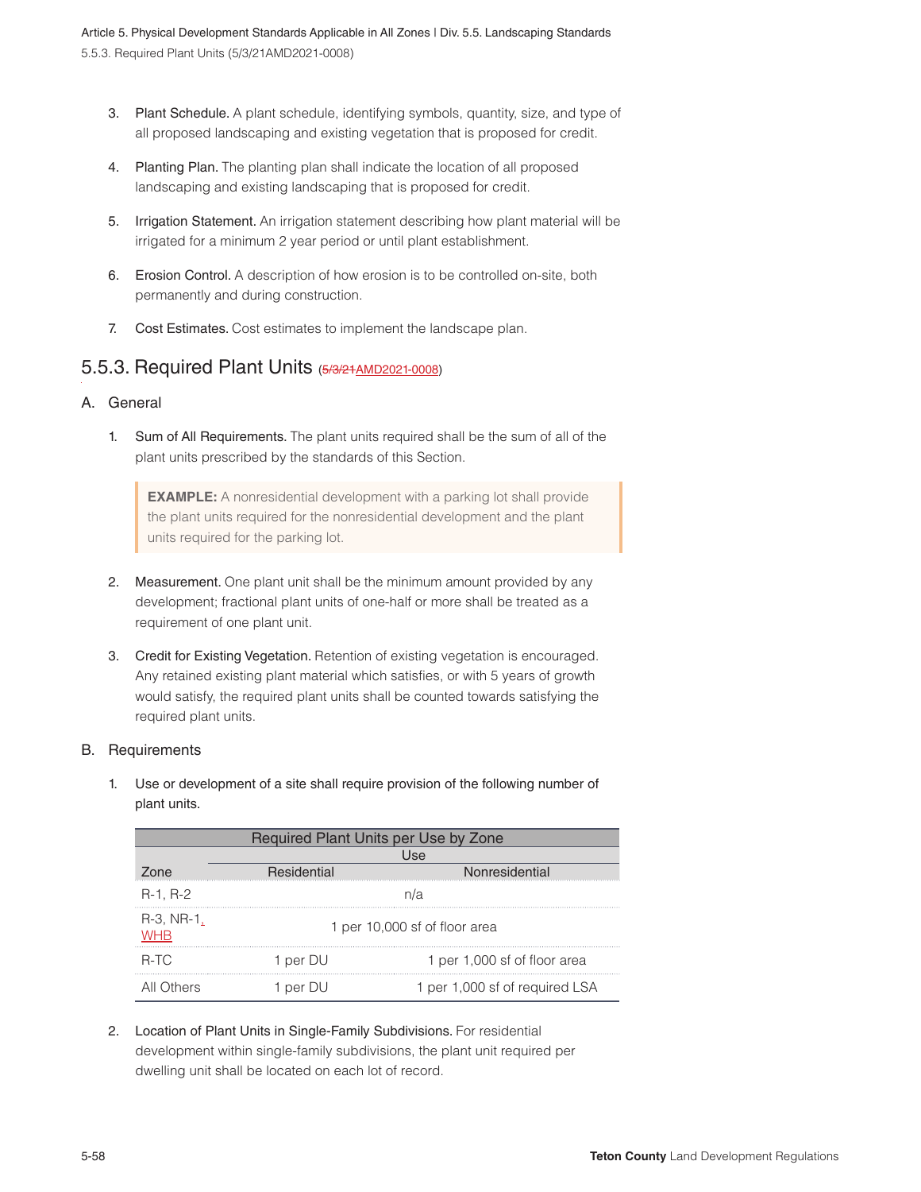3. Plant Schedule. A plant schedule, identifying symbols, quantity, size, and type of all proposed landscaping and existing vegetation that is proposed for credit.

4. Planting Plan. The planting plan shall indicate the location of all proposed landscaping and existing landscaping that is proposed for credit.

5. Irrigation Statement. An irrigation statement describing how plant material will be irrigated for a minimum 2 year period or until plant establishment.

6. Erosion Control. A description of how erosion is to be controlled on-site, both permanently and during construction.

7. Cost Estimates. Cost estimates to implement the landscape plan.

## 5.5.3. Required Plant Units (~~5/3/21~~AMD2021-0008)

### A. General

1. Sum of All Requirements. The plant units required shall be the sum of all of the plant units prescribed by the standards of this Section.

> **EXAMPLE:** A nonresidential development with a parking lot shall provide the plant units required for the nonresidential development and the plant units required for the parking lot.

2. Measurement. One plant unit shall be the minimum amount provided by any development; fractional plant units of one-half or more shall be treated as a requirement of one plant unit.

3. Credit for Existing Vegetation. Retention of existing vegetation is encouraged. Any retained existing plant material which satisfies, or with 5 years of growth would satisfy, the required plant units shall be counted towards satisfying the required plant units.

### B. Requirements

1. Use or development of a site shall require provision of the following number of plant units.

| Required Plant Units per Use by Zone | | |
|---|---|---|
| | Use | |
| Zone | Residential | Nonresidential |
| R-1, R-2 | n/a | |
| R-3, NR-1, WHB | 1 per 10,000 sf of floor area | |
| R-TC | 1 per DU | 1 per 1,000 sf of floor area |
| All Others | 1 per DU | 1 per 1,000 sf of required LSA |

2. Location of Plant Units in Single-Family Subdivisions. For residential development within single-family subdivisions, the plant unit required per dwelling unit shall be located on each lot of record.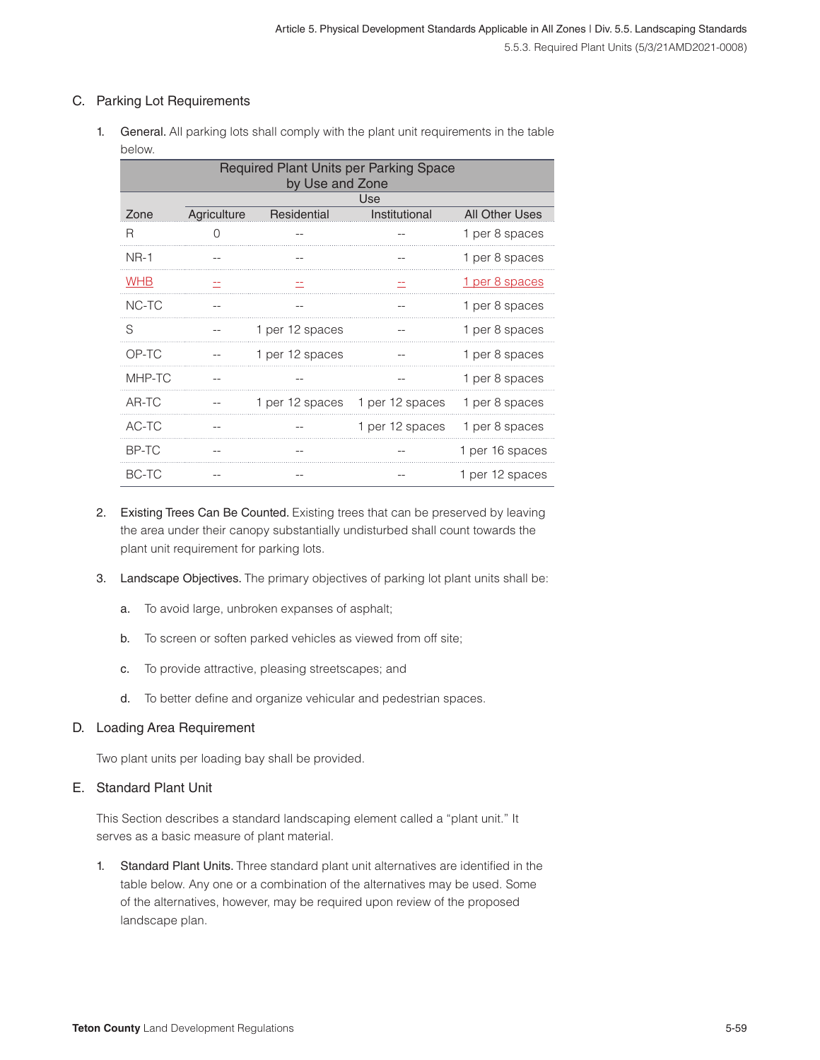### C. Parking Lot Requirements

1. General. All parking lots shall comply with the plant unit requirements in the table below.

| Required Plant Units per Parking Space by Use and Zone | | | | |
|---|---|---|---|---|
| | Use | | | |
| Zone | Agriculture | Residential | Institutional | All Other Uses |
| R | 0 | -- | -- | 1 per 8 spaces |
| NR-1 | -- | -- | -- | 1 per 8 spaces |
| WHB | -- | -- | -- | 1 per 8 spaces |
| NC-TC | -- | -- | -- | 1 per 8 spaces |
| S | -- | 1 per 12 spaces | -- | 1 per 8 spaces |
| OP-TC | -- | 1 per 12 spaces | -- | 1 per 8 spaces |
| MHP-TC | -- | -- | -- | 1 per 8 spaces |
| AR-TC | -- | 1 per 12 spaces | 1 per 12 spaces | 1 per 8 spaces |
| AC-TC | -- | -- | 1 per 12 spaces | 1 per 8 spaces |
| BP-TC | -- | -- | -- | 1 per 16 spaces |
| BC-TC | -- | -- | -- | 1 per 12 spaces |

2. Existing Trees Can Be Counted. Existing trees that can be preserved by leaving the area under their canopy substantially undisturbed shall count towards the plant unit requirement for parking lots.

3. Landscape Objectives. The primary objectives of parking lot plant units shall be:

   a. To avoid large, unbroken expanses of asphalt;

   b. To screen or soften parked vehicles as viewed from off site;

   c. To provide attractive, pleasing streetscapes; and

   d. To better define and organize vehicular and pedestrian spaces.

### D. Loading Area Requirement

Two plant units per loading bay shall be provided.

### E. Standard Plant Unit

This Section describes a standard landscaping element called a "plant unit." It serves as a basic measure of plant material.

1. Standard Plant Units. Three standard plant unit alternatives are identified in the table below. Any one or a combination of the alternatives may be used. Some of the alternatives, however, may be required upon review of the proposed landscape plan.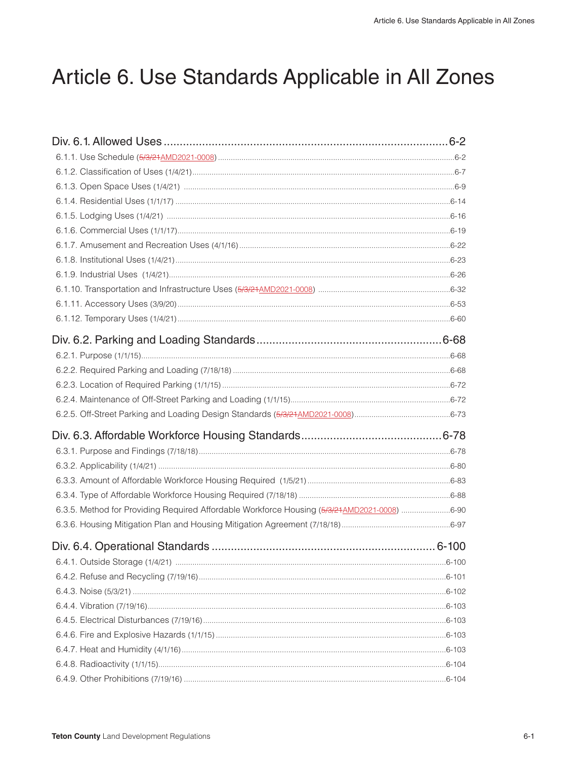# Article 6. Use Standards Applicable in All Zones

## Div. 6.1. Allowed Uses ........................................ 6-2

6.1.1. Use Schedule (~~5/3/21~~AMD2021-0008) ........................................ 6-2

6.1.2. Classification of Uses (1/4/21) ........................................ 6-7

6.1.3. Open Space Uses (1/4/21) ........................................ 6-9

6.1.4. Residential Uses (1/1/17) ........................................ 6-14

6.1.5. Lodging Uses (1/4/21) ........................................ 6-16

6.1.6. Commercial Uses (1/1/17) ........................................ 6-19

6.1.7. Amusement and Recreation Uses (4/1/16) ........................................ 6-22

6.1.8. Institutional Uses (1/4/21) ........................................ 6-23

6.1.9. Industrial Uses (1/4/21) ........................................ 6-26

6.1.10. Transportation and Infrastructure Uses (~~5/3/21~~AMD2021-0008) ........................................ 6-32

6.1.11. Accessory Uses (3/9/20) ........................................ 6-53

6.1.12. Temporary Uses (1/4/21) ........................................ 6-60

## Div. 6.2. Parking and Loading Standards ........................................ 6-68

6.2.1. Purpose (1/1/15) ........................................ 6-68

6.2.2. Required Parking and Loading (7/18/18) ........................................ 6-68

6.2.3. Location of Required Parking (1/1/15) ........................................ 6-72

6.2.4. Maintenance of Off-Street Parking and Loading (1/1/15) ........................................ 6-72

6.2.5. Off-Street Parking and Loading Design Standards (~~5/3/21~~AMD2021-0008) ........................................ 6-73

## Div. 6.3. Affordable Workforce Housing Standards ........................................ 6-78

6.3.1. Purpose and Findings (7/18/18) ........................................ 6-78

6.3.2. Applicability (1/4/21) ........................................ 6-80

6.3.3. Amount of Affordable Workforce Housing Required (1/5/21) ........................................ 6-83

6.3.4. Type of Affordable Workforce Housing Required (7/18/18) ........................................ 6-88

6.3.5. Method for Providing Required Affordable Workforce Housing (~~5/3/21~~AMD2021-0008) ........................................ 6-90

6.3.6. Housing Mitigation Plan and Housing Mitigation Agreement (7/18/18) ........................................ 6-97

## Div. 6.4. Operational Standards ........................................ 6-100

6.4.1. Outside Storage (1/4/21) ........................................ 6-100

6.4.2. Refuse and Recycling (7/19/16) ........................................ 6-101

6.4.3. Noise (5/3/21) ........................................ 6-102

6.4.4. Vibration (7/19/16) ........................................ 6-103

6.4.5. Electrical Disturbances (7/19/16) ........................................ 6-103

6.4.6. Fire and Explosive Hazards (1/1/15) ........................................ 6-103

6.4.7. Heat and Humidity (4/1/16) ........................................ 6-103

6.4.8. Radioactivity (1/1/15) ........................................ 6-104

6.4.9. Other Prohibitions (7/19/16) ........................................ 6-104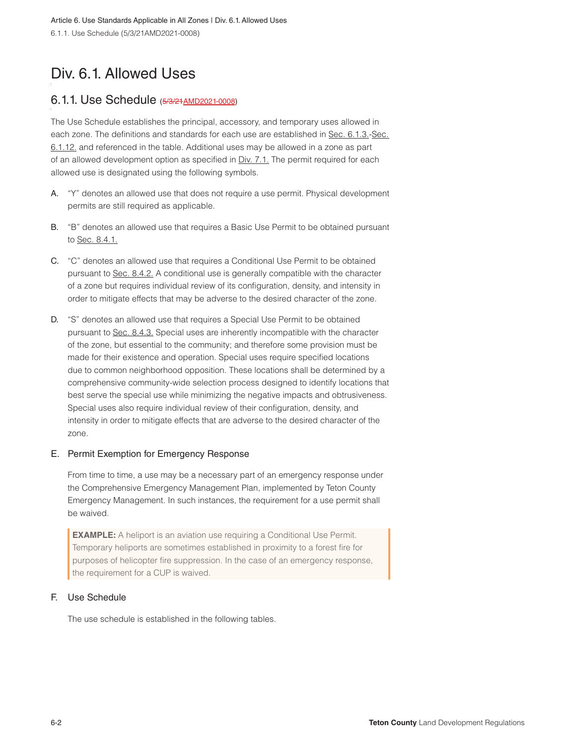# Div. 6.1. Allowed Uses

## 6.1.1. Use Schedule (~~5/3/21~~AMD2021-0008)

The Use Schedule establishes the principal, accessory, and temporary uses allowed in each zone. The definitions and standards for each use are established in Sec. 6.1.3.-Sec. 6.1.12. and referenced in the table. Additional uses may be allowed in a zone as part of an allowed development option as specified in Div. 7.1. The permit required for each allowed use is designated using the following symbols.

A. "Y" denotes an allowed use that does not require a use permit. Physical development permits are still required as applicable.

B. "B" denotes an allowed use that requires a Basic Use Permit to be obtained pursuant to Sec. 8.4.1.

C. "C" denotes an allowed use that requires a Conditional Use Permit to be obtained pursuant to Sec. 8.4.2. A conditional use is generally compatible with the character of a zone but requires individual review of its configuration, density, and intensity in order to mitigate effects that may be adverse to the desired character of the zone.

D. "S" denotes an allowed use that requires a Special Use Permit to be obtained pursuant to Sec. 8.4.3. Special uses are inherently incompatible with the character of the zone, but essential to the community; and therefore some provision must be made for their existence and operation. Special uses require specified locations due to common neighborhood opposition. These locations shall be determined by a comprehensive community-wide selection process designed to identify locations that best serve the special use while minimizing the negative impacts and obtrusiveness. Special uses also require individual review of their configuration, density, and intensity in order to mitigate effects that are adverse to the desired character of the zone.

### E. Permit Exemption for Emergency Response

From time to time, a use may be a necessary part of an emergency response under the Comprehensive Emergency Management Plan, implemented by Teton County Emergency Management. In such instances, the requirement for a use permit shall be waived.

> **EXAMPLE:** A heliport is an aviation use requiring a Conditional Use Permit. Temporary heliports are sometimes established in proximity to a forest fire for purposes of helicopter fire suppression. In the case of an emergency response, the requirement for a CUP is waived.

### F. Use Schedule

The use schedule is established in the following tables.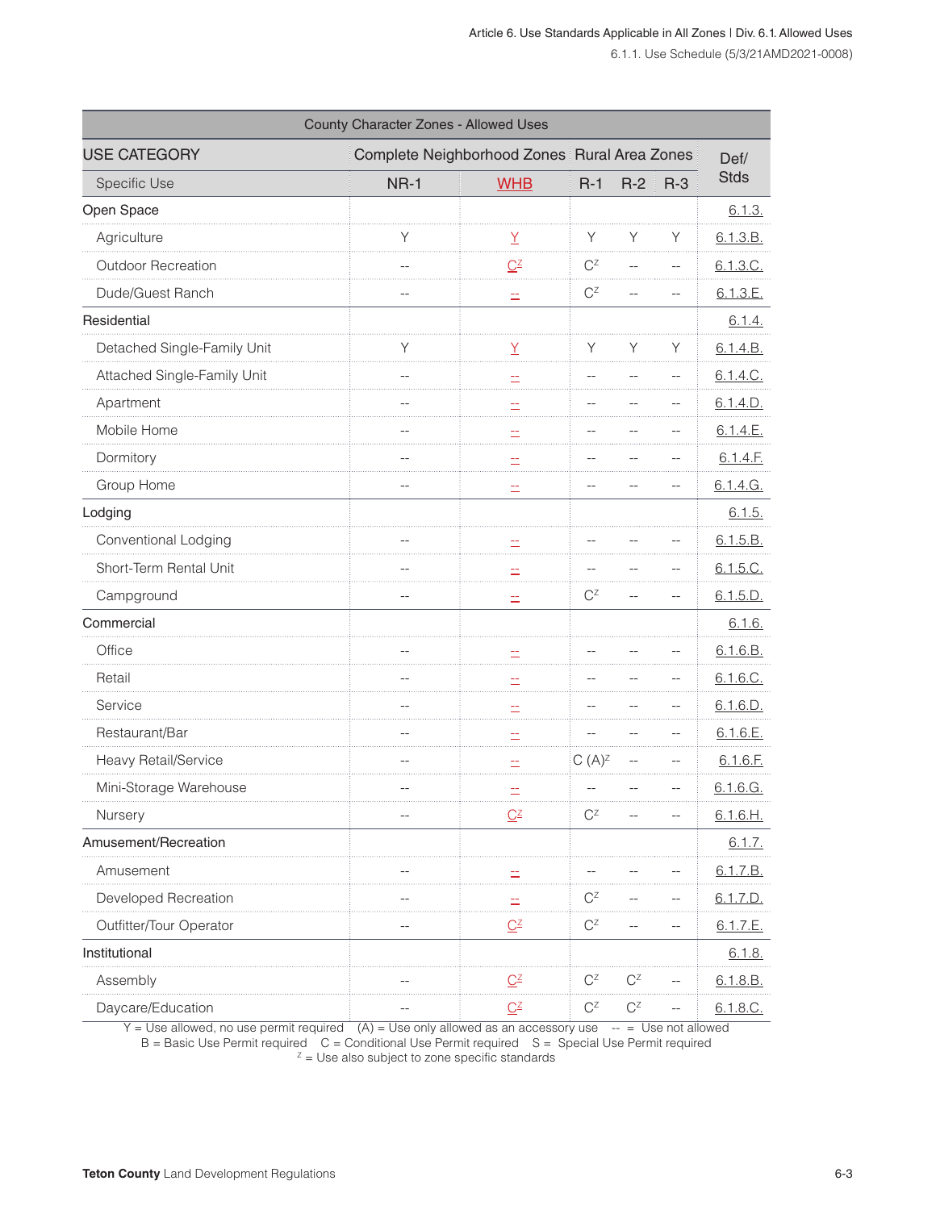| County Character Zones - Allowed Uses | | | | | | |
|---|---|---|---|---|---|---|
| USE CATEGORY | Complete Neighborhood Zones | | Rural Area Zones | | | Def/ Stds |
| Specific Use | NR-1 | WHB | R-1 | R-2 | R-3 | |
| **Open Space** | | | | | | 6.1.3. |
| Agriculture | Y | Y | Y | Y | Y | 6.1.3.B. |
| Outdoor Recreation | -- | C$^{z}$ | C$^{z}$ | -- | -- | 6.1.3.C. |
| Dude/Guest Ranch | -- | -- | C$^{z}$ | -- | -- | 6.1.3.E. |
| **Residential** | | | | | | 6.1.4. |
| Detached Single-Family Unit | Y | Y | Y | Y | Y | 6.1.4.B. |
| Attached Single-Family Unit | -- | -- | -- | -- | -- | 6.1.4.C. |
| Apartment | -- | -- | -- | -- | -- | 6.1.4.D. |
| Mobile Home | -- | -- | -- | -- | -- | 6.1.4.E. |
| Dormitory | -- | -- | -- | -- | -- | 6.1.4.F. |
| Group Home | -- | -- | -- | -- | -- | 6.1.4.G. |
| **Lodging** | | | | | | 6.1.5. |
| Conventional Lodging | -- | -- | -- | -- | -- | 6.1.5.B. |
| Short-Term Rental Unit | -- | -- | -- | -- | -- | 6.1.5.C. |
| Campground | -- | -- | C$^{z}$ | -- | -- | 6.1.5.D. |
| **Commercial** | | | | | | 6.1.6. |
| Office | -- | -- | -- | -- | -- | 6.1.6.B. |
| Retail | -- | -- | -- | -- | -- | 6.1.6.C. |
| Service | -- | -- | -- | -- | -- | 6.1.6.D. |
| Restaurant/Bar | -- | -- | -- | -- | -- | 6.1.6.E. |
| Heavy Retail/Service | -- | -- | C (A)$^{z}$ | -- | -- | 6.1.6.F. |
| Mini-Storage Warehouse | -- | -- | -- | -- | -- | 6.1.6.G. |
| Nursery | -- | C$^{z}$ | C$^{z}$ | -- | -- | 6.1.6.H. |
| **Amusement/Recreation** | | | | | | 6.1.7. |
| Amusement | -- | -- | -- | -- | -- | 6.1.7.B. |
| Developed Recreation | -- | -- | C$^{z}$ | -- | -- | 6.1.7.D. |
| Outfitter/Tour Operator | -- | C$^{z}$ | C$^{z}$ | -- | -- | 6.1.7.E. |
| **Institutional** | | | | | | 6.1.8. |
| Assembly | -- | C$^{z}$ | C$^{z}$ | C$^{z}$ | -- | 6.1.8.B. |
| Daycare/Education | -- | C$^{z}$ | C$^{z}$ | C$^{z}$ | -- | 6.1.8.C. |

Y = Use allowed, no use permit required (A) = Use only allowed as an accessory use -- = Use not allowed
B = Basic Use Permit required C = Conditional Use Permit required S = Special Use Permit required
$^{z}$ = Use also subject to zone specific standards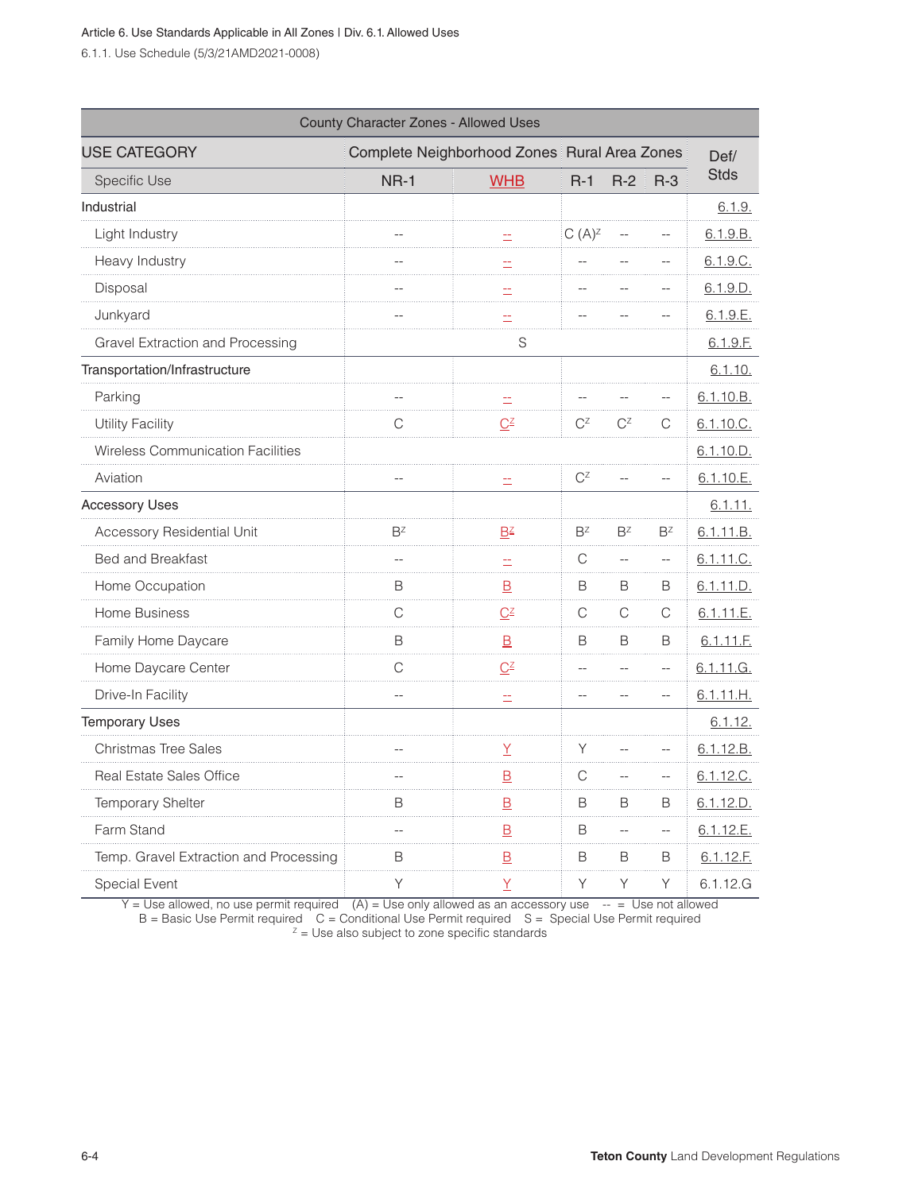Article 6. Use Standards Applicable in All Zones | Div. 6.1. Allowed Uses

6.1.1. Use Schedule (5/3/21AMD2021-0008)

| County Character Zones - Allowed Uses | | | | | | |
|---|---|---|---|---|---|---|
| USE CATEGORY | Complete Neighborhood Zones | | Rural Area Zones | | | Def/ Stds |
| Specific Use | NR-1 | WHB | R-1 | R-2 | R-3 | |
| Industrial | | | | | | 6.1.9. |
| Light Industry | -- | -- | C (A)^z | -- | -- | 6.1.9.B. |
| Heavy Industry | -- | -- | -- | -- | -- | 6.1.9.C. |
| Disposal | -- | -- | -- | -- | -- | 6.1.9.D. |
| Junkyard | -- | -- | -- | -- | -- | 6.1.9.E. |
| Gravel Extraction and Processing | S | | | | | 6.1.9.F. |
| Transportation/Infrastructure | | | | | | 6.1.10. |
| Parking | -- | -- | -- | -- | -- | 6.1.10.B. |
| Utility Facility | C | C^z | C^z | C^z | C | 6.1.10.C. |
| Wireless Communication Facilities | | | | | | 6.1.10.D. |
| Aviation | -- | -- | C^z | -- | -- | 6.1.10.E. |
| Accessory Uses | | | | | | 6.1.11. |
| Accessory Residential Unit | B^z | B^z | B^z | B^z | B^z | 6.1.11.B. |
| Bed and Breakfast | -- | -- | C | -- | -- | 6.1.11.C. |
| Home Occupation | B | B | B | B | B | 6.1.11.D. |
| Home Business | C | C^z | C | C | C | 6.1.11.E. |
| Family Home Daycare | B | B | B | B | B | 6.1.11.F. |
| Home Daycare Center | C | C^z | -- | -- | -- | 6.1.11.G. |
| Drive-In Facility | -- | -- | -- | -- | -- | 6.1.11.H. |
| Temporary Uses | | | | | | 6.1.12. |
| Christmas Tree Sales | -- | Y | Y | -- | -- | 6.1.12.B. |
| Real Estate Sales Office | -- | B | C | -- | -- | 6.1.12.C. |
| Temporary Shelter | B | B | B | B | B | 6.1.12.D. |
| Farm Stand | -- | B | B | -- | -- | 6.1.12.E. |
| Temp. Gravel Extraction and Processing | B | B | B | B | B | 6.1.12.F. |
| Special Event | Y | Y | Y | Y | Y | 6.1.12.G |

Y = Use allowed, no use permit required (A) = Use only allowed as an accessory use -- = Use not allowed
B = Basic Use Permit required C = Conditional Use Permit required S = Special Use Permit required
z = Use also subject to zone specific standards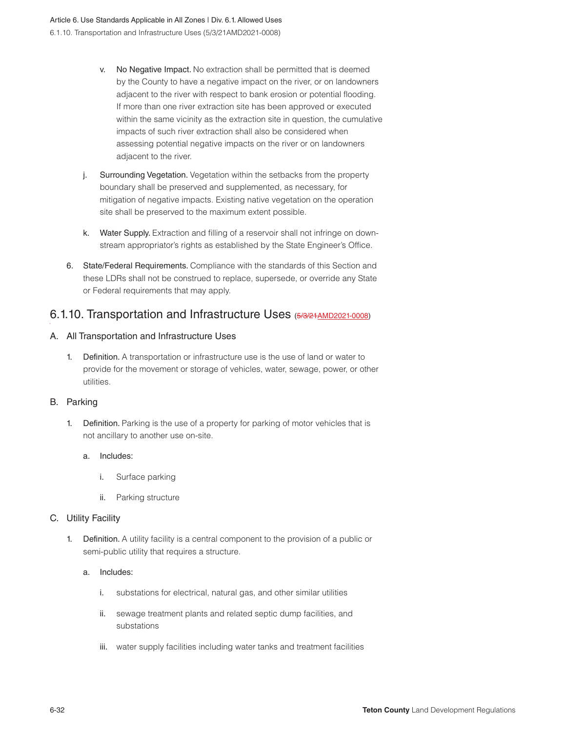v. No Negative Impact. No extraction shall be permitted that is deemed by the County to have a negative impact on the river, or on landowners adjacent to the river with respect to bank erosion or potential flooding. If more than one river extraction site has been approved or executed within the same vicinity as the extraction site in question, the cumulative impacts of such river extraction shall also be considered when assessing potential negative impacts on the river or on landowners adjacent to the river.

j. Surrounding Vegetation. Vegetation within the setbacks from the property boundary shall be preserved and supplemented, as necessary, for mitigation of negative impacts. Existing native vegetation on the operation site shall be preserved to the maximum extent possible.

k. Water Supply. Extraction and filling of a reservoir shall not infringe on down-stream appropriator's rights as established by the State Engineer's Office.

6. State/Federal Requirements. Compliance with the standards of this Section and these LDRs shall not be construed to replace, supersede, or override any State or Federal requirements that may apply.

## 6.1.10. Transportation and Infrastructure Uses (~~5/3/21~~AMD2021-0008)

### A. All Transportation and Infrastructure Uses

1. Definition. A transportation or infrastructure use is the use of land or water to provide for the movement or storage of vehicles, water, sewage, power, or other utilities.

### B. Parking

1. Definition. Parking is the use of a property for parking of motor vehicles that is not ancillary to another use on-site.

   a. Includes:

      i. Surface parking

      ii. Parking structure

### C. Utility Facility

1. Definition. A utility facility is a central component to the provision of a public or semi-public utility that requires a structure.

   a. Includes:

      i. substations for electrical, natural gas, and other similar utilities

      ii. sewage treatment plants and related septic dump facilities, and substations

      iii. water supply facilities including water tanks and treatment facilities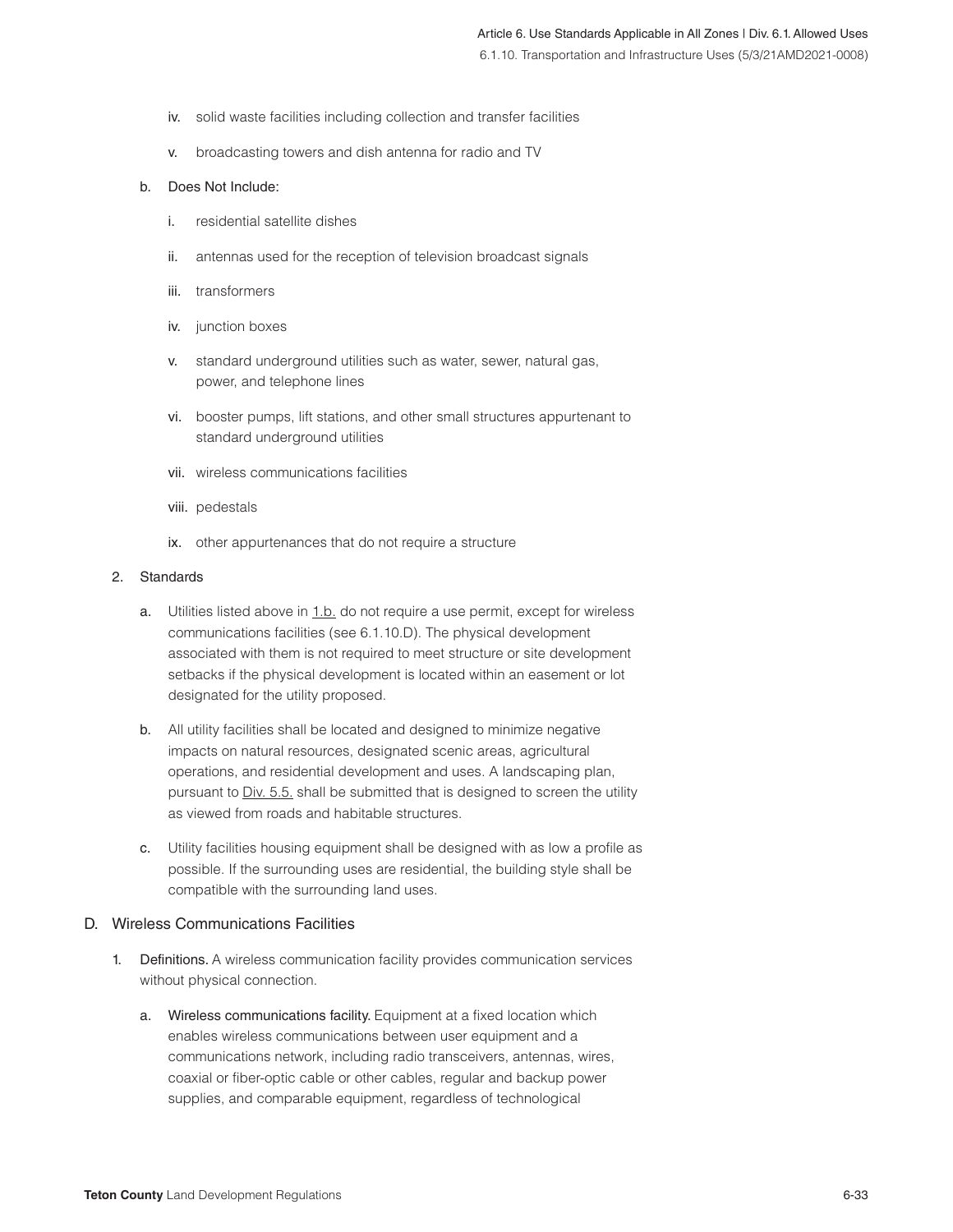iv. solid waste facilities including collection and transfer facilities

v. broadcasting towers and dish antenna for radio and TV

b. Does Not Include:

i. residential satellite dishes

ii. antennas used for the reception of television broadcast signals

iii. transformers

iv. junction boxes

v. standard underground utilities such as water, sewer, natural gas, power, and telephone lines

vi. booster pumps, lift stations, and other small structures appurtenant to standard underground utilities

vii. wireless communications facilities

viii. pedestals

ix. other appurtenances that do not require a structure

2. Standards

a. Utilities listed above in 1.b. do not require a use permit, except for wireless communications facilities (see 6.1.10.D). The physical development associated with them is not required to meet structure or site development setbacks if the physical development is located within an easement or lot designated for the utility proposed.

b. All utility facilities shall be located and designed to minimize negative impacts on natural resources, designated scenic areas, agricultural operations, and residential development and uses. A landscaping plan, pursuant to Div. 5.5. shall be submitted that is designed to screen the utility as viewed from roads and habitable structures.

c. Utility facilities housing equipment shall be designed with as low a profile as possible. If the surrounding uses are residential, the building style shall be compatible with the surrounding land uses.

## D. Wireless Communications Facilities

1. **Definitions.** A wireless communication facility provides communication services without physical connection.

a. **Wireless communications facility.** Equipment at a fixed location which enables wireless communications between user equipment and a communications network, including radio transceivers, antennas, wires, coaxial or fiber-optic cable or other cables, regular and backup power supplies, and comparable equipment, regardless of technological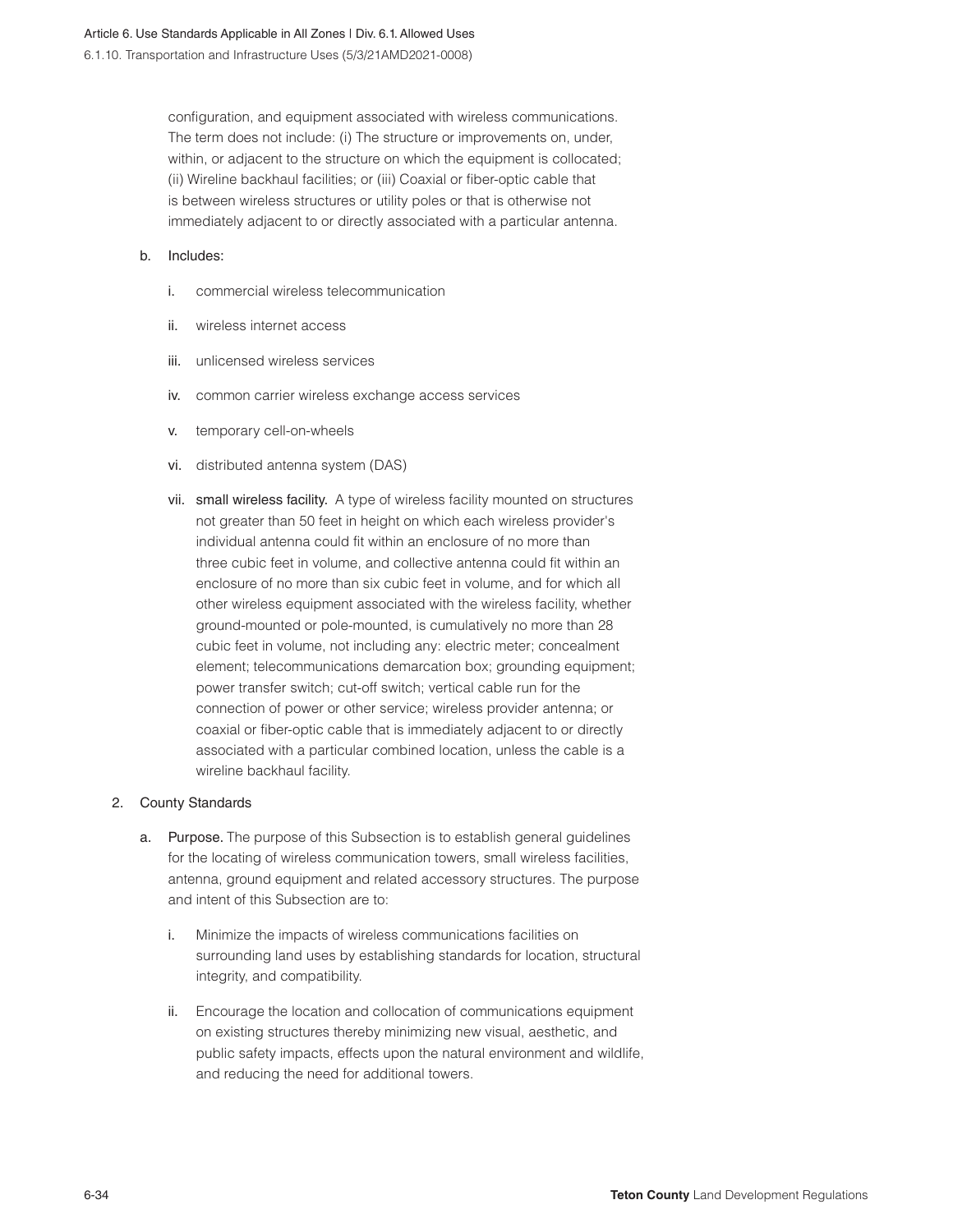configuration, and equipment associated with wireless communications. The term does not include: (i) The structure or improvements on, under, within, or adjacent to the structure on which the equipment is collocated; (ii) Wireline backhaul facilities; or (iii) Coaxial or fiber-optic cable that is between wireless structures or utility poles or that is otherwise not immediately adjacent to or directly associated with a particular antenna.

b. Includes:

   i. commercial wireless telecommunication

   ii. wireless internet access

   iii. unlicensed wireless services

   iv. common carrier wireless exchange access services

   v. temporary cell-on-wheels

   vi. distributed antenna system (DAS)

   vii. small wireless facility. A type of wireless facility mounted on structures not greater than 50 feet in height on which each wireless provider's individual antenna could fit within an enclosure of no more than three cubic feet in volume, and collective antenna could fit within an enclosure of no more than six cubic feet in volume, and for which all other wireless equipment associated with the wireless facility, whether ground-mounted or pole-mounted, is cumulatively no more than 28 cubic feet in volume, not including any: electric meter; concealment element; telecommunications demarcation box; grounding equipment; power transfer switch; cut-off switch; vertical cable run for the connection of power or other service; wireless provider antenna; or coaxial or fiber-optic cable that is immediately adjacent to or directly associated with a particular combined location, unless the cable is a wireline backhaul facility.

2. County Standards

   a. Purpose. The purpose of this Subsection is to establish general guidelines for the locating of wireless communication towers, small wireless facilities, antenna, ground equipment and related accessory structures. The purpose and intent of this Subsection are to:

      i. Minimize the impacts of wireless communications facilities on surrounding land uses by establishing standards for location, structural integrity, and compatibility.

      ii. Encourage the location and collocation of communications equipment on existing structures thereby minimizing new visual, aesthetic, and public safety impacts, effects upon the natural environment and wildlife, and reducing the need for additional towers.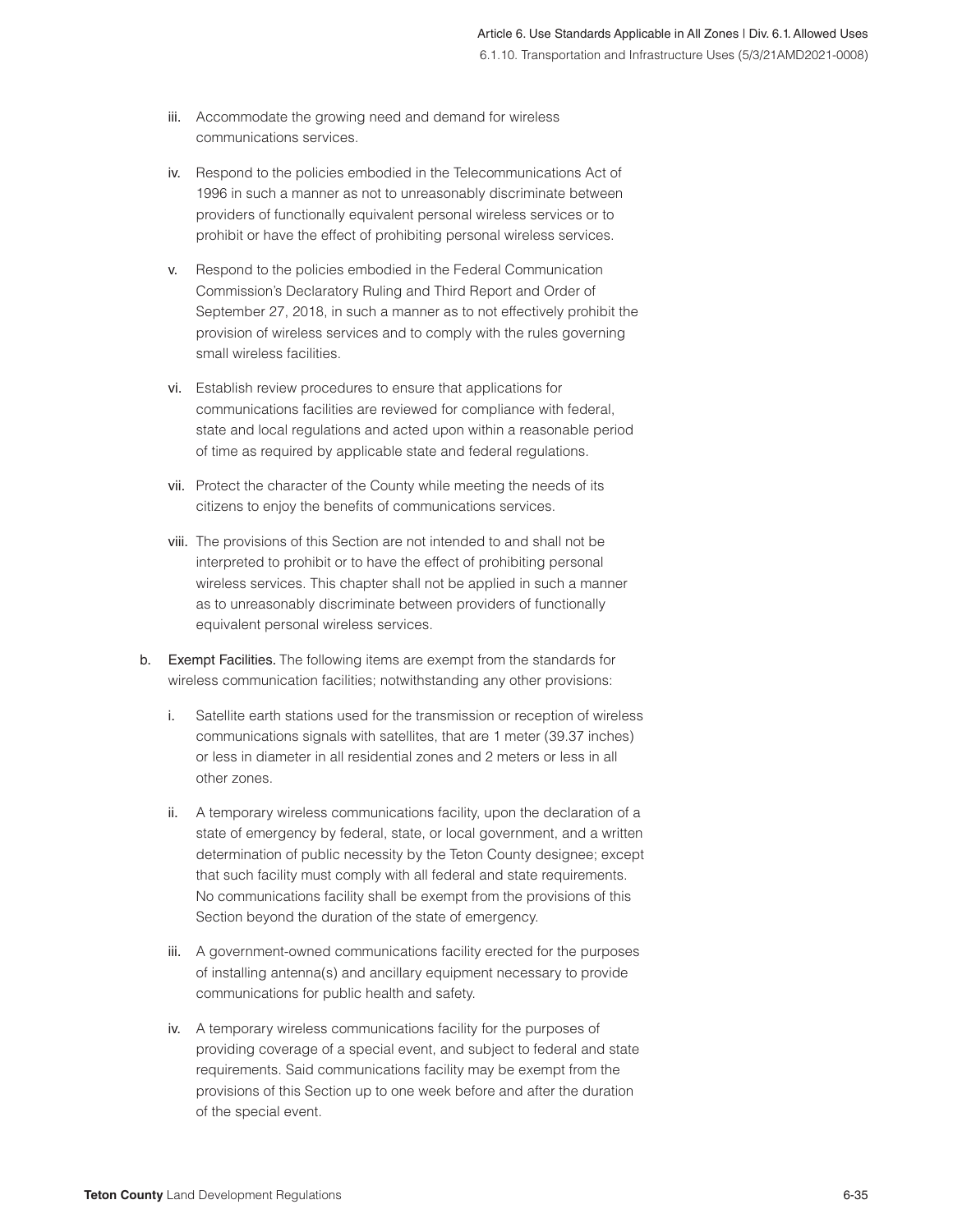iii. Accommodate the growing need and demand for wireless communications services.

iv. Respond to the policies embodied in the Telecommunications Act of 1996 in such a manner as not to unreasonably discriminate between providers of functionally equivalent personal wireless services or to prohibit or have the effect of prohibiting personal wireless services.

v. Respond to the policies embodied in the Federal Communication Commission's Declaratory Ruling and Third Report and Order of September 27, 2018, in such a manner as to not effectively prohibit the provision of wireless services and to comply with the rules governing small wireless facilities.

vi. Establish review procedures to ensure that applications for communications facilities are reviewed for compliance with federal, state and local regulations and acted upon within a reasonable period of time as required by applicable state and federal regulations.

vii. Protect the character of the County while meeting the needs of its citizens to enjoy the benefits of communications services.

viii. The provisions of this Section are not intended to and shall not be interpreted to prohibit or to have the effect of prohibiting personal wireless services. This chapter shall not be applied in such a manner as to unreasonably discriminate between providers of functionally equivalent personal wireless services.

b. **Exempt Facilities.** The following items are exempt from the standards for wireless communication facilities; notwithstanding any other provisions:

i. Satellite earth stations used for the transmission or reception of wireless communications signals with satellites, that are 1 meter (39.37 inches) or less in diameter in all residential zones and 2 meters or less in all other zones.

ii. A temporary wireless communications facility, upon the declaration of a state of emergency by federal, state, or local government, and a written determination of public necessity by the Teton County designee; except that such facility must comply with all federal and state requirements. No communications facility shall be exempt from the provisions of this Section beyond the duration of the state of emergency.

iii. A government-owned communications facility erected for the purposes of installing antenna(s) and ancillary equipment necessary to provide communications for public health and safety.

iv. A temporary wireless communications facility for the purposes of providing coverage of a special event, and subject to federal and state requirements. Said communications facility may be exempt from the provisions of this Section up to one week before and after the duration of the special event.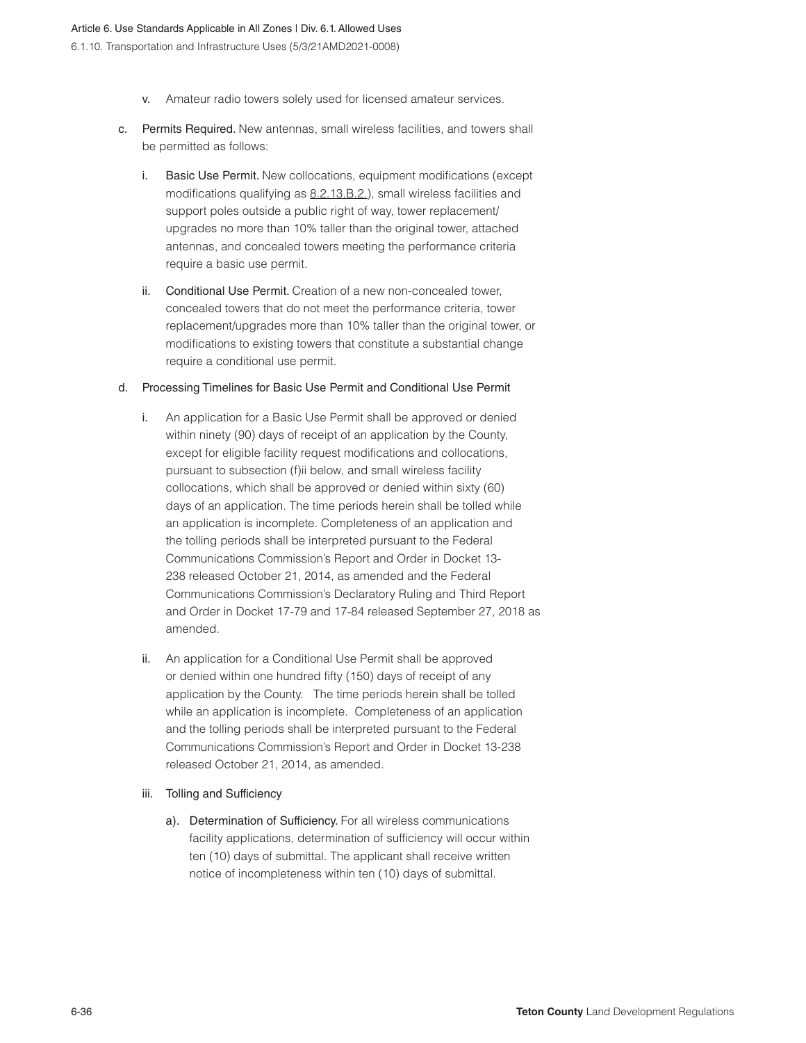v. Amateur radio towers solely used for licensed amateur services.

c. **Permits Required.** New antennas, small wireless facilities, and towers shall be permitted as follows:

   i. **Basic Use Permit.** New collocations, equipment modifications (except modifications qualifying as 8.2.13.B.2.), small wireless facilities and support poles outside a public right of way, tower replacement/upgrades no more than 10% taller than the original tower, attached antennas, and concealed towers meeting the performance criteria require a basic use permit.

   ii. **Conditional Use Permit.** Creation of a new non-concealed tower, concealed towers that do not meet the performance criteria, tower replacement/upgrades more than 10% taller than the original tower, or modifications to existing towers that constitute a substantial change require a conditional use permit.

d. Processing Timelines for Basic Use Permit and Conditional Use Permit

   i. An application for a Basic Use Permit shall be approved or denied within ninety (90) days of receipt of an application by the County, except for eligible facility request modifications and collocations, pursuant to subsection (f)ii below, and small wireless facility collocations, which shall be approved or denied within sixty (60) days of an application. The time periods herein shall be tolled while an application is incomplete. Completeness of an application and the tolling periods shall be interpreted pursuant to the Federal Communications Commission's Report and Order in Docket 13-238 released October 21, 2014, as amended and the Federal Communications Commission's Declaratory Ruling and Third Report and Order in Docket 17-79 and 17-84 released September 27, 2018 as amended.

   ii. An application for a Conditional Use Permit shall be approved or denied within one hundred fifty (150) days of receipt of any application by the County. The time periods herein shall be tolled while an application is incomplete. Completeness of an application and the tolling periods shall be interpreted pursuant to the Federal Communications Commission's Report and Order in Docket 13-238 released October 21, 2014, as amended.

   iii. Tolling and Sufficiency

      a). **Determination of Sufficiency.** For all wireless communications facility applications, determination of sufficiency will occur within ten (10) days of submittal. The applicant shall receive written notice of incompleteness within ten (10) days of submittal.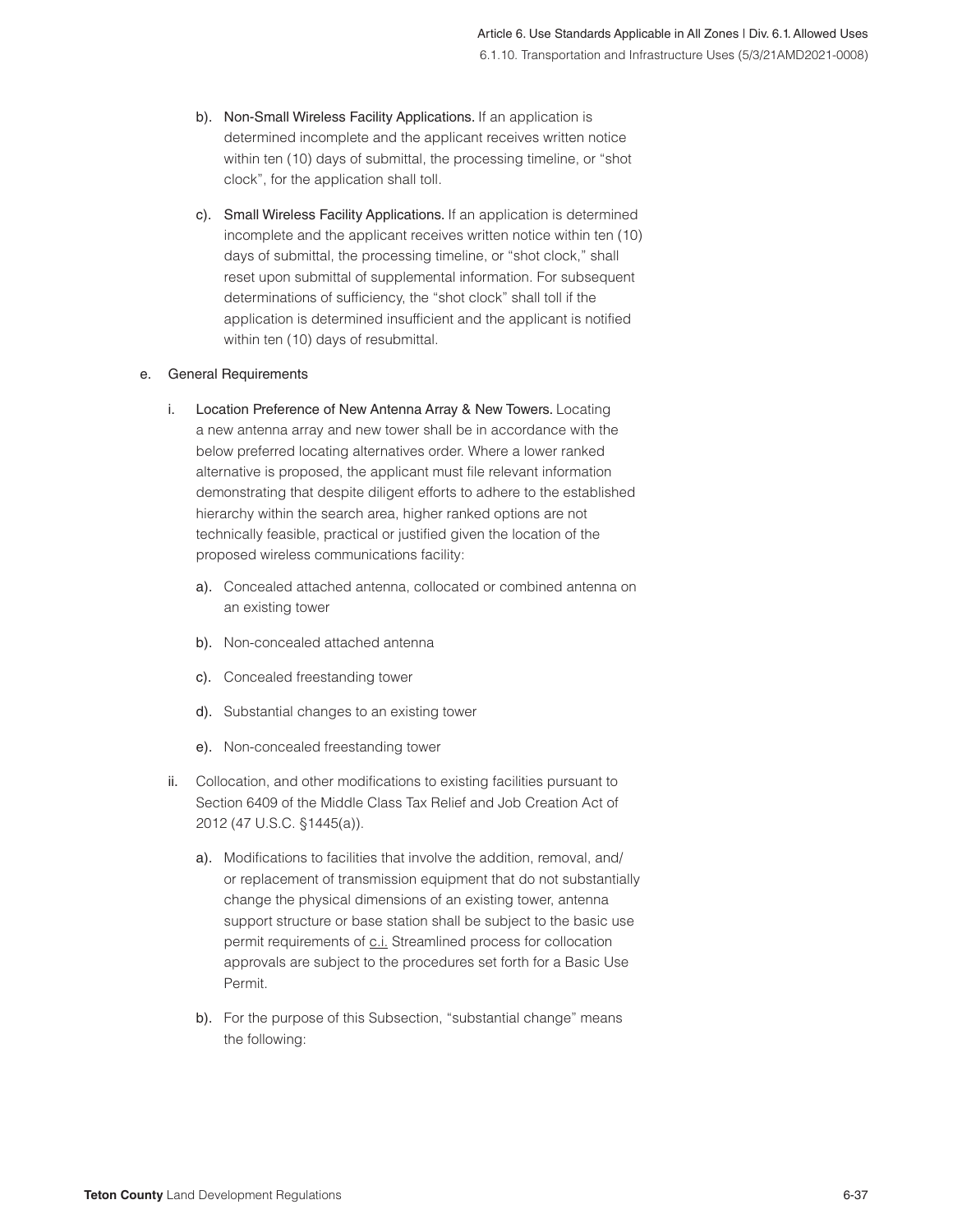b). **Non-Small Wireless Facility Applications.** If an application is determined incomplete and the applicant receives written notice within ten (10) days of submittal, the processing timeline, or "shot clock", for the application shall toll.

c). **Small Wireless Facility Applications.** If an application is determined incomplete and the applicant receives written notice within ten (10) days of submittal, the processing timeline, or "shot clock," shall reset upon submittal of supplemental information. For subsequent determinations of sufficiency, the "shot clock" shall toll if the application is determined insufficient and the applicant is notified within ten (10) days of resubmittal.

e. General Requirements

i. **Location Preference of New Antenna Array & New Towers.** Locating a new antenna array and new tower shall be in accordance with the below preferred locating alternatives order. Where a lower ranked alternative is proposed, the applicant must file relevant information demonstrating that despite diligent efforts to adhere to the established hierarchy within the search area, higher ranked options are not technically feasible, practical or justified given the location of the proposed wireless communications facility:

a). Concealed attached antenna, collocated or combined antenna on an existing tower

b). Non-concealed attached antenna

c). Concealed freestanding tower

d). Substantial changes to an existing tower

e). Non-concealed freestanding tower

ii. Collocation, and other modifications to existing facilities pursuant to Section 6409 of the Middle Class Tax Relief and Job Creation Act of 2012 (47 U.S.C. §1445(a)).

a). Modifications to facilities that involve the addition, removal, and/or replacement of transmission equipment that do not substantially change the physical dimensions of an existing tower, antenna support structure or base station shall be subject to the basic use permit requirements of c.i. Streamlined process for collocation approvals are subject to the procedures set forth for a Basic Use Permit.

b). For the purpose of this Subsection, "substantial change" means the following: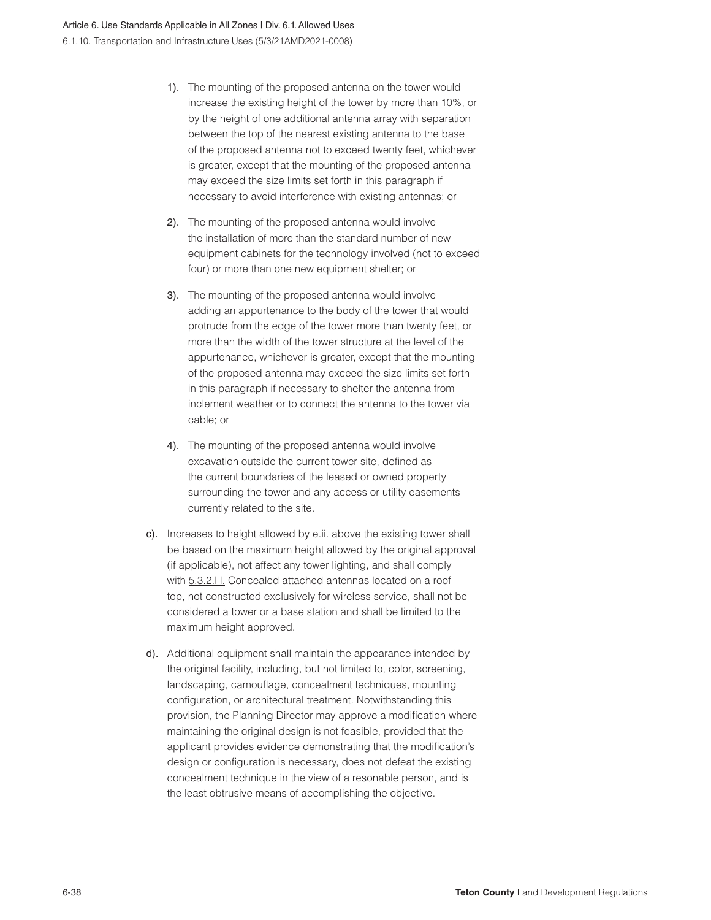1). The mounting of the proposed antenna on the tower would increase the existing height of the tower by more than 10%, or by the height of one additional antenna array with separation between the top of the nearest existing antenna to the base of the proposed antenna not to exceed twenty feet, whichever is greater, except that the mounting of the proposed antenna may exceed the size limits set forth in this paragraph if necessary to avoid interference with existing antennas; or

2). The mounting of the proposed antenna would involve the installation of more than the standard number of new equipment cabinets for the technology involved (not to exceed four) or more than one new equipment shelter; or

3). The mounting of the proposed antenna would involve adding an appurtenance to the body of the tower that would protrude from the edge of the tower more than twenty feet, or more than the width of the tower structure at the level of the appurtenance, whichever is greater, except that the mounting of the proposed antenna may exceed the size limits set forth in this paragraph if necessary to shelter the antenna from inclement weather or to connect the antenna to the tower via cable; or

4). The mounting of the proposed antenna would involve excavation outside the current tower site, defined as the current boundaries of the leased or owned property surrounding the tower and any access or utility easements currently related to the site.

c). Increases to height allowed by e.ii. above the existing tower shall be based on the maximum height allowed by the original approval (if applicable), not affect any tower lighting, and shall comply with 5.3.2.H. Concealed attached antennas located on a roof top, not constructed exclusively for wireless service, shall not be considered a tower or a base station and shall be limited to the maximum height approved.

d). Additional equipment shall maintain the appearance intended by the original facility, including, but not limited to, color, screening, landscaping, camouflage, concealment techniques, mounting configuration, or architectural treatment. Notwithstanding this provision, the Planning Director may approve a modification where maintaining the original design is not feasible, provided that the applicant provides evidence demonstrating that the modification's design or configuration is necessary, does not defeat the existing concealment technique in the view of a resonable person, and is the least obtrusive means of accomplishing the objective.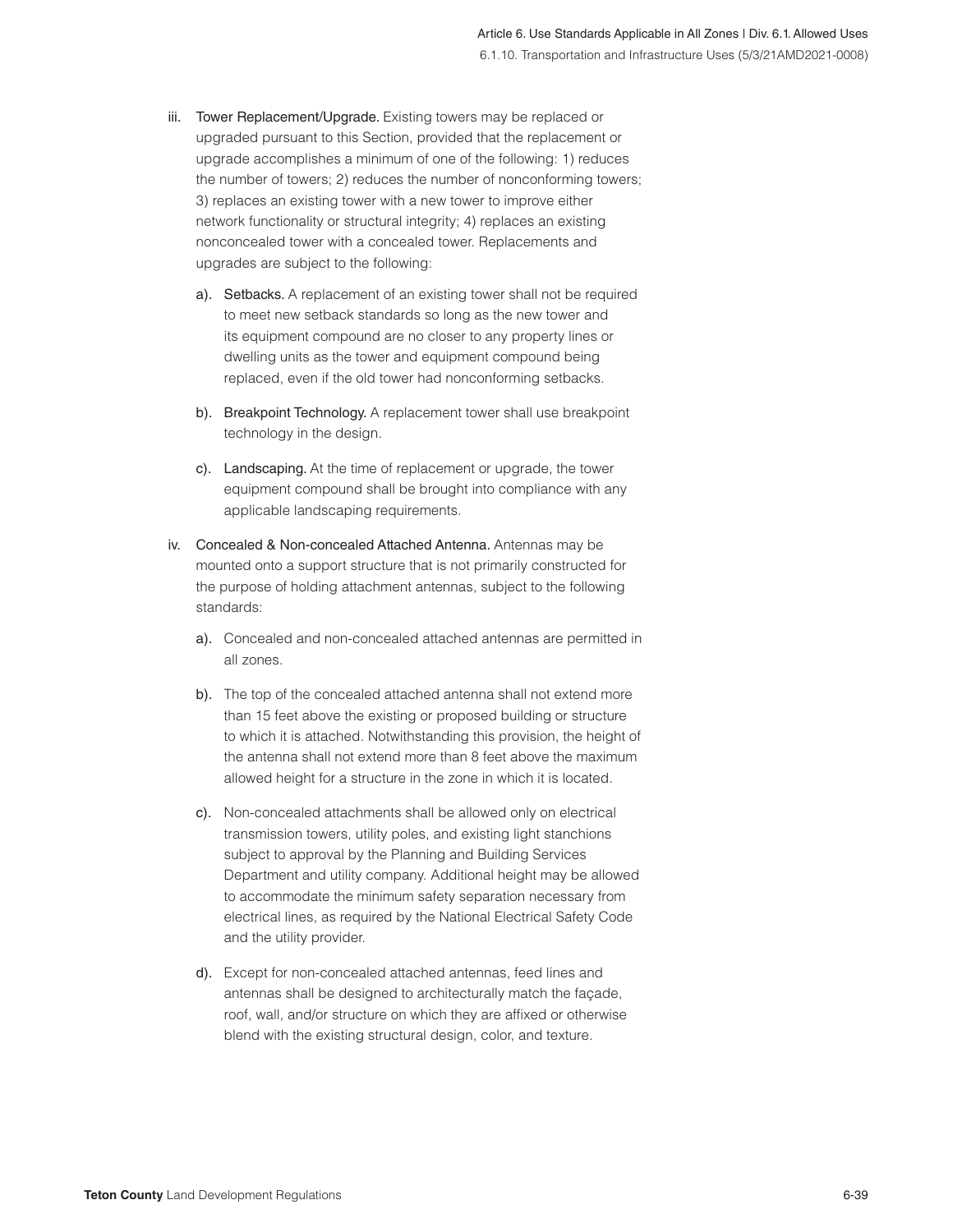iii. **Tower Replacement/Upgrade.** Existing towers may be replaced or upgraded pursuant to this Section, provided that the replacement or upgrade accomplishes a minimum of one of the following: 1) reduces the number of towers; 2) reduces the number of nonconforming towers; 3) replaces an existing tower with a new tower to improve either network functionality or structural integrity; 4) replaces an existing nonconcealed tower with a concealed tower. Replacements and upgrades are subject to the following:

   a). **Setbacks.** A replacement of an existing tower shall not be required to meet new setback standards so long as the new tower and its equipment compound are no closer to any property lines or dwelling units as the tower and equipment compound being replaced, even if the old tower had nonconforming setbacks.

   b). **Breakpoint Technology.** A replacement tower shall use breakpoint technology in the design.

   c). **Landscaping.** At the time of replacement or upgrade, the tower equipment compound shall be brought into compliance with any applicable landscaping requirements.

iv. **Concealed & Non-concealed Attached Antenna.** Antennas may be mounted onto a support structure that is not primarily constructed for the purpose of holding attachment antennas, subject to the following standards:

   a). Concealed and non-concealed attached antennas are permitted in all zones.

   b). The top of the concealed attached antenna shall not extend more than 15 feet above the existing or proposed building or structure to which it is attached. Notwithstanding this provision, the height of the antenna shall not extend more than 8 feet above the maximum allowed height for a structure in the zone in which it is located.

   c). Non-concealed attachments shall be allowed only on electrical transmission towers, utility poles, and existing light stanchions subject to approval by the Planning and Building Services Department and utility company. Additional height may be allowed to accommodate the minimum safety separation necessary from electrical lines, as required by the National Electrical Safety Code and the utility provider.

   d). Except for non-concealed attached antennas, feed lines and antennas shall be designed to architecturally match the façade, roof, wall, and/or structure on which they are affixed or otherwise blend with the existing structural design, color, and texture.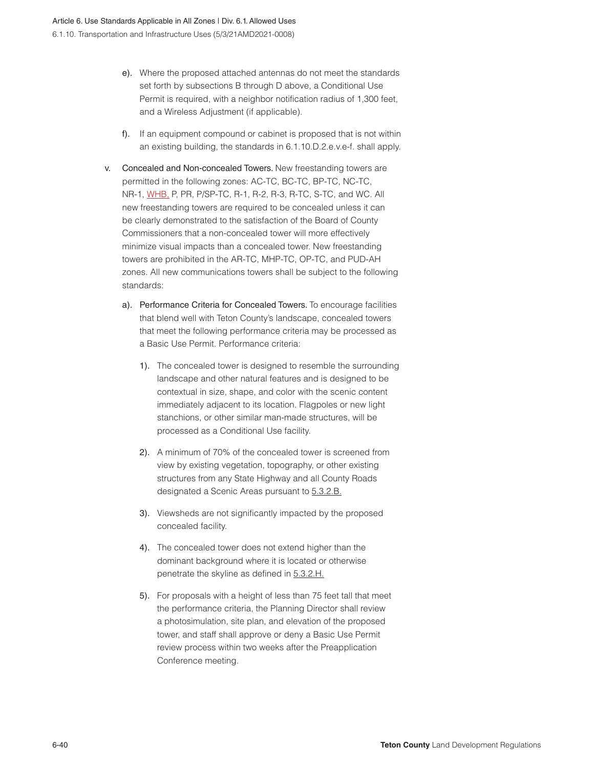e). Where the proposed attached antennas do not meet the standards set forth by subsections B through D above, a Conditional Use Permit is required, with a neighbor notification radius of 1,300 feet, and a Wireless Adjustment (if applicable).

f). If an equipment compound or cabinet is proposed that is not within an existing building, the standards in 6.1.10.D.2.e.v.e-f. shall apply.

v. Concealed and Non-concealed Towers. New freestanding towers are permitted in the following zones: AC-TC, BC-TC, BP-TC, NC-TC, NR-1, WHB, P, PR, P/SP-TC, R-1, R-2, R-3, R-TC, S-TC, and WC. All new freestanding towers are required to be concealed unless it can be clearly demonstrated to the satisfaction of the Board of County Commissioners that a non-concealed tower will more effectively minimize visual impacts than a concealed tower. New freestanding towers are prohibited in the AR-TC, MHP-TC, OP-TC, and PUD-AH zones. All new communications towers shall be subject to the following standards:

a). Performance Criteria for Concealed Towers. To encourage facilities that blend well with Teton County's landscape, concealed towers that meet the following performance criteria may be processed as a Basic Use Permit. Performance criteria:

1). The concealed tower is designed to resemble the surrounding landscape and other natural features and is designed to be contextual in size, shape, and color with the scenic content immediately adjacent to its location. Flagpoles or new light stanchions, or other similar man-made structures, will be processed as a Conditional Use facility.

2). A minimum of 70% of the concealed tower is screened from view by existing vegetation, topography, or other existing structures from any State Highway and all County Roads designated a Scenic Areas pursuant to 5.3.2.B.

3). Viewsheds are not significantly impacted by the proposed concealed facility.

4). The concealed tower does not extend higher than the dominant background where it is located or otherwise penetrate the skyline as defined in 5.3.2.H.

5). For proposals with a height of less than 75 feet tall that meet the performance criteria, the Planning Director shall review a photosimulation, site plan, and elevation of the proposed tower, and staff shall approve or deny a Basic Use Permit review process within two weeks after the Preapplication Conference meeting.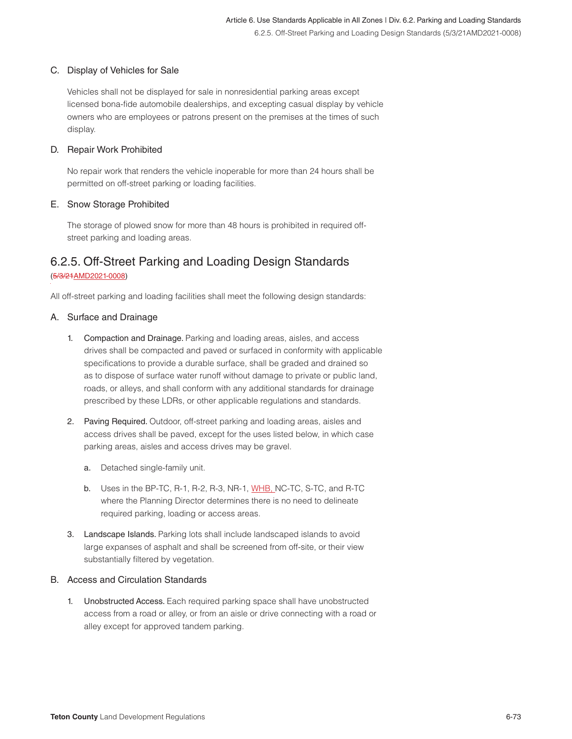### C. Display of Vehicles for Sale

Vehicles shall not be displayed for sale in nonresidential parking areas except licensed bona-fide automobile dealerships, and excepting casual display by vehicle owners who are employees or patrons present on the premises at the times of such display.

### D. Repair Work Prohibited

No repair work that renders the vehicle inoperable for more than 24 hours shall be permitted on off-street parking or loading facilities.

### E. Snow Storage Prohibited

The storage of plowed snow for more than 48 hours is prohibited in required off-street parking and loading areas.

## 6.2.5. Off-Street Parking and Loading Design Standards

(~~5/3/21~~AMD2021-0008)

All off-street parking and loading facilities shall meet the following design standards:

### A. Surface and Drainage

1. **Compaction and Drainage.** Parking and loading areas, aisles, and access drives shall be compacted and paved or surfaced in conformity with applicable specifications to provide a durable surface, shall be graded and drained so as to dispose of surface water runoff without damage to private or public land, roads, or alleys, and shall conform with any additional standards for drainage prescribed by these LDRs, or other applicable regulations and standards.

2. **Paving Required.** Outdoor, off-street parking and loading areas, aisles and access drives shall be paved, except for the uses listed below, in which case parking areas, aisles and access drives may be gravel.

   a. Detached single-family unit.

   b. Uses in the BP-TC, R-1, R-2, R-3, NR-1, WHB, NC-TC, S-TC, and R-TC where the Planning Director determines there is no need to delineate required parking, loading or access areas.

3. **Landscape Islands.** Parking lots shall include landscaped islands to avoid large expanses of asphalt and shall be screened from off-site, or their view substantially filtered by vegetation.

### B. Access and Circulation Standards

1. **Unobstructed Access.** Each required parking space shall have unobstructed access from a road or alley, or from an aisle or drive connecting with a road or alley except for approved tandem parking.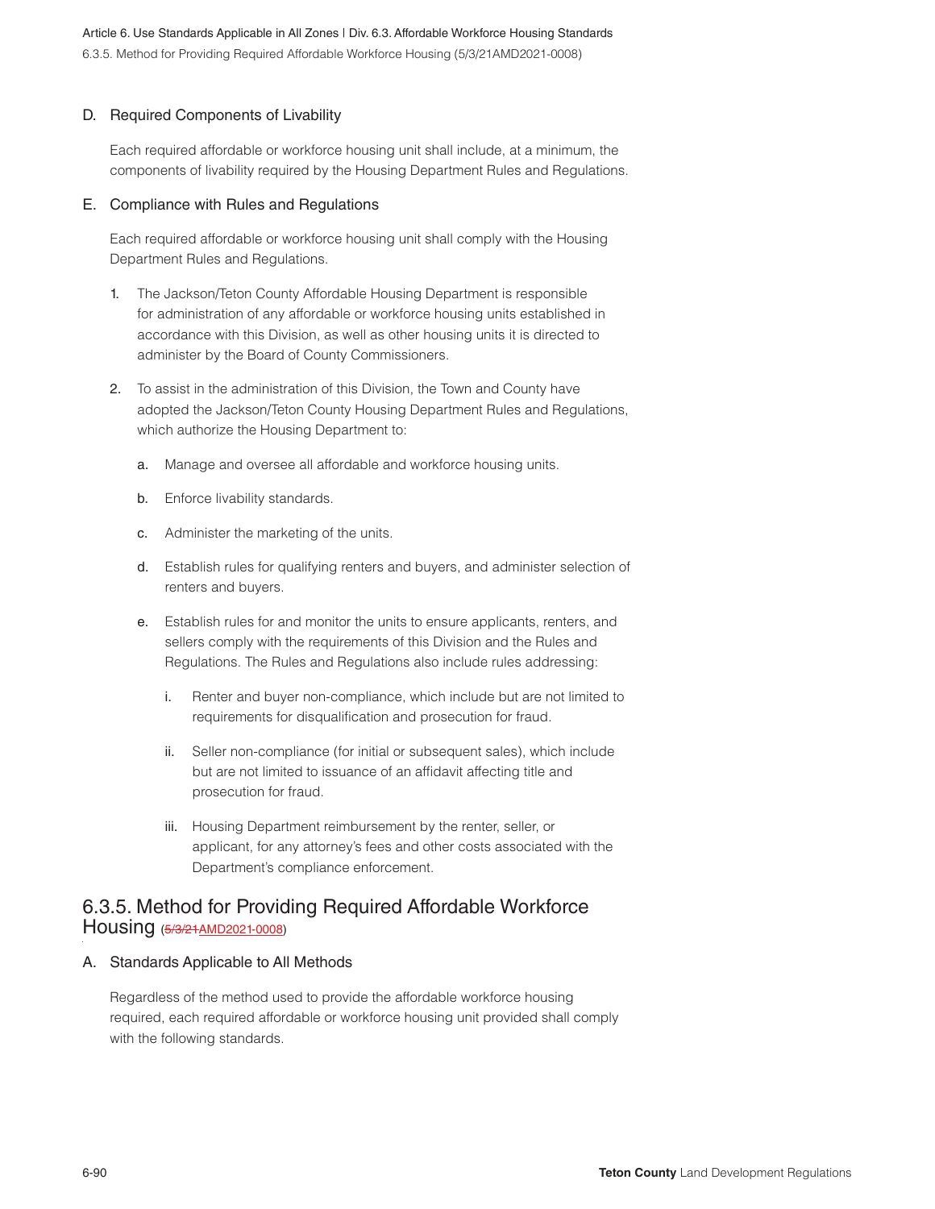### D. Required Components of Livability

Each required affordable or workforce housing unit shall include, at a minimum, the components of livability required by the Housing Department Rules and Regulations.

### E. Compliance with Rules and Regulations

Each required affordable or workforce housing unit shall comply with the Housing Department Rules and Regulations.

1. The Jackson/Teton County Affordable Housing Department is responsible for administration of any affordable or workforce housing units established in accordance with this Division, as well as other housing units it is directed to administer by the Board of County Commissioners.

2. To assist in the administration of this Division, the Town and County have adopted the Jackson/Teton County Housing Department Rules and Regulations, which authorize the Housing Department to:

   a. Manage and oversee all affordable and workforce housing units.

   b. Enforce livability standards.

   c. Administer the marketing of the units.

   d. Establish rules for qualifying renters and buyers, and administer selection of renters and buyers.

   e. Establish rules for and monitor the units to ensure applicants, renters, and sellers comply with the requirements of this Division and the Rules and Regulations. The Rules and Regulations also include rules addressing:

      i. Renter and buyer non-compliance, which include but are not limited to requirements for disqualification and prosecution for fraud.

      ii. Seller non-compliance (for initial or subsequent sales), which include but are not limited to issuance of an affidavit affecting title and prosecution for fraud.

      iii. Housing Department reimbursement by the renter, seller, or applicant, for any attorney's fees and other costs associated with the Department's compliance enforcement.

## 6.3.5. Method for Providing Required Affordable Workforce Housing (~~5/3/21~~AMD2021-0008)

### A. Standards Applicable to All Methods

Regardless of the method used to provide the affordable workforce housing required, each required affordable or workforce housing unit provided shall comply with the following standards.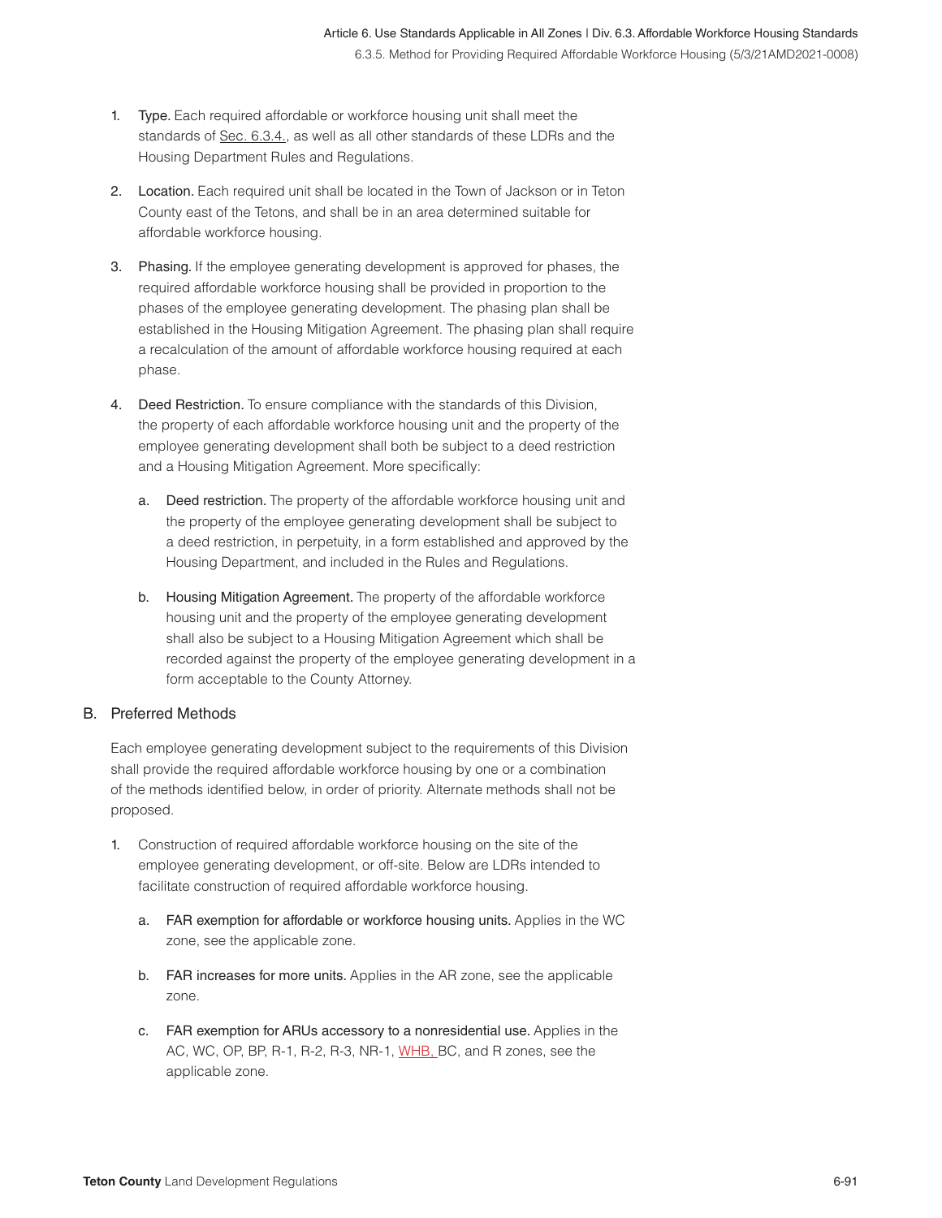1. **Type.** Each required affordable or workforce housing unit shall meet the standards of Sec. 6.3.4., as well as all other standards of these LDRs and the Housing Department Rules and Regulations.

2. **Location.** Each required unit shall be located in the Town of Jackson or in Teton County east of the Tetons, and shall be in an area determined suitable for affordable workforce housing.

3. **Phasing.** If the employee generating development is approved for phases, the required affordable workforce housing shall be provided in proportion to the phases of the employee generating development. The phasing plan shall be established in the Housing Mitigation Agreement. The phasing plan shall require a recalculation of the amount of affordable workforce housing required at each phase.

4. **Deed Restriction.** To ensure compliance with the standards of this Division, the property of each affordable workforce housing unit and the property of the employee generating development shall both be subject to a deed restriction and a Housing Mitigation Agreement. More specifically:

   a. **Deed restriction.** The property of the affordable workforce housing unit and the property of the employee generating development shall be subject to a deed restriction, in perpetuity, in a form established and approved by the Housing Department, and included in the Rules and Regulations.

   b. **Housing Mitigation Agreement.** The property of the affordable workforce housing unit and the property of the employee generating development shall also be subject to a Housing Mitigation Agreement which shall be recorded against the property of the employee generating development in a form acceptable to the County Attorney.

## B. Preferred Methods

Each employee generating development subject to the requirements of this Division shall provide the required affordable workforce housing by one or a combination of the methods identified below, in order of priority. Alternate methods shall not be proposed.

1. Construction of required affordable workforce housing on the site of the employee generating development, or off-site. Below are LDRs intended to facilitate construction of required affordable workforce housing.

   a. **FAR exemption for affordable or workforce housing units.** Applies in the WC zone, see the applicable zone.

   b. **FAR increases for more units.** Applies in the AR zone, see the applicable zone.

   c. **FAR exemption for ARUs accessory to a nonresidential use.** Applies in the AC, WC, OP, BP, R-1, R-2, R-3, NR-1, WHB, BC, and R zones, see the applicable zone.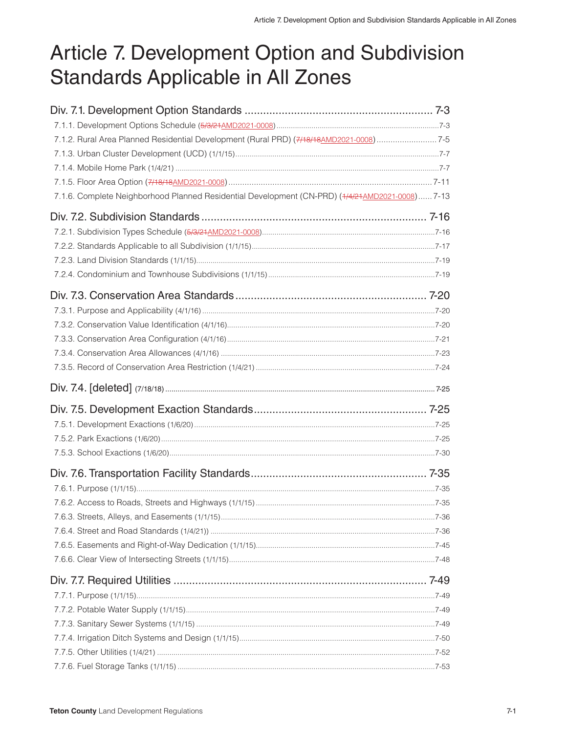# Article 7. Development Option and Subdivision Standards Applicable in All Zones

Div. 7.1. Development Option Standards ............................................................. 7-3

- 7.1.1. Development Options Schedule (~~5/3/21~~AMD2021-0008) .......... 7-3
- 7.1.2. Rural Area Planned Residential Development (Rural PRD) (~~7/18/18~~AMD2021-0008) .......... 7-5
- 7.1.3. Urban Cluster Development (UCD) (1/1/15) .......... 7-7
- 7.1.4. Mobile Home Park (1/4/21) .......... 7-7
- 7.1.5. Floor Area Option (~~7/18/18~~AMD2021-0008) .......... 7-11
- 7.1.6. Complete Neighborhood Planned Residential Development (CN-PRD) (~~1/4/21~~AMD2021-0008) .......... 7-13

Div. 7.2. Subdivision Standards .......... 7-16

- 7.2.1. Subdivision Types Schedule (~~5/3/21~~AMD2021-0008) .......... 7-16
- 7.2.2. Standards Applicable to all Subdivision (1/1/15) .......... 7-17
- 7.2.3. Land Division Standards (1/1/15) .......... 7-19
- 7.2.4. Condominium and Townhouse Subdivisions (1/1/15) .......... 7-19

Div. 7.3. Conservation Area Standards .......... 7-20

- 7.3.1. Purpose and Applicability (4/1/16) .......... 7-20
- 7.3.2. Conservation Value Identification (4/1/16) .......... 7-20
- 7.3.3. Conservation Area Configuration (4/1/16) .......... 7-21
- 7.3.4. Conservation Area Allowances (4/1/16) .......... 7-23
- 7.3.5. Record of Conservation Area Restriction (1/4/21) .......... 7-24

Div. 7.4. [deleted] (7/18/18) .......... 7-25

Div. 7.5. Development Exaction Standards .......... 7-25

- 7.5.1. Development Exactions (1/6/20) .......... 7-25
- 7.5.2. Park Exactions (1/6/20) .......... 7-25
- 7.5.3. School Exactions (1/6/20) .......... 7-30

Div. 7.6. Transportation Facility Standards .......... 7-35

- 7.6.1. Purpose (1/1/15) .......... 7-35
- 7.6.2. Access to Roads, Streets and Highways (1/1/15) .......... 7-35
- 7.6.3. Streets, Alleys, and Easements (1/1/15) .......... 7-36
- 7.6.4. Street and Road Standards (1/4/21)) .......... 7-36
- 7.6.5. Easements and Right-of-Way Dedication (1/1/15) .......... 7-45
- 7.6.6. Clear View of Intersecting Streets (1/1/15) .......... 7-48

Div. 7.7. Required Utilities .......... 7-49

- 7.7.1. Purpose (1/1/15) .......... 7-49
- 7.7.2. Potable Water Supply (1/1/15) .......... 7-49
- 7.7.3. Sanitary Sewer Systems (1/1/15) .......... 7-49
- 7.7.4. Irrigation Ditch Systems and Design (1/1/15) .......... 7-50
- 7.7.5. Other Utilities (1/4/21) .......... 7-52
- 7.7.6. Fuel Storage Tanks (1/1/15) .......... 7-53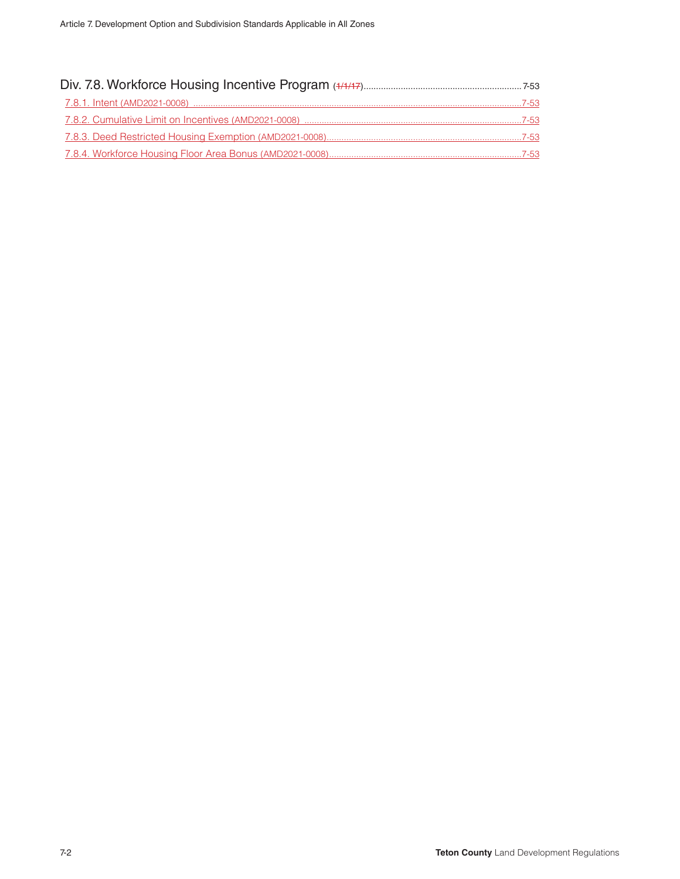Div. 7.8. Workforce Housing Incentive Program (~~1/1/17~~)....................7-53

7.8.1. Intent (AMD2021-0008) ....................7-53

7.8.2. Cumulative Limit on Incentives (AMD2021-0008) ....................7-53

7.8.3. Deed Restricted Housing Exemption (AMD2021-0008)....................7-53

7.8.4. Workforce Housing Floor Area Bonus (AMD2021-0008)....................7-53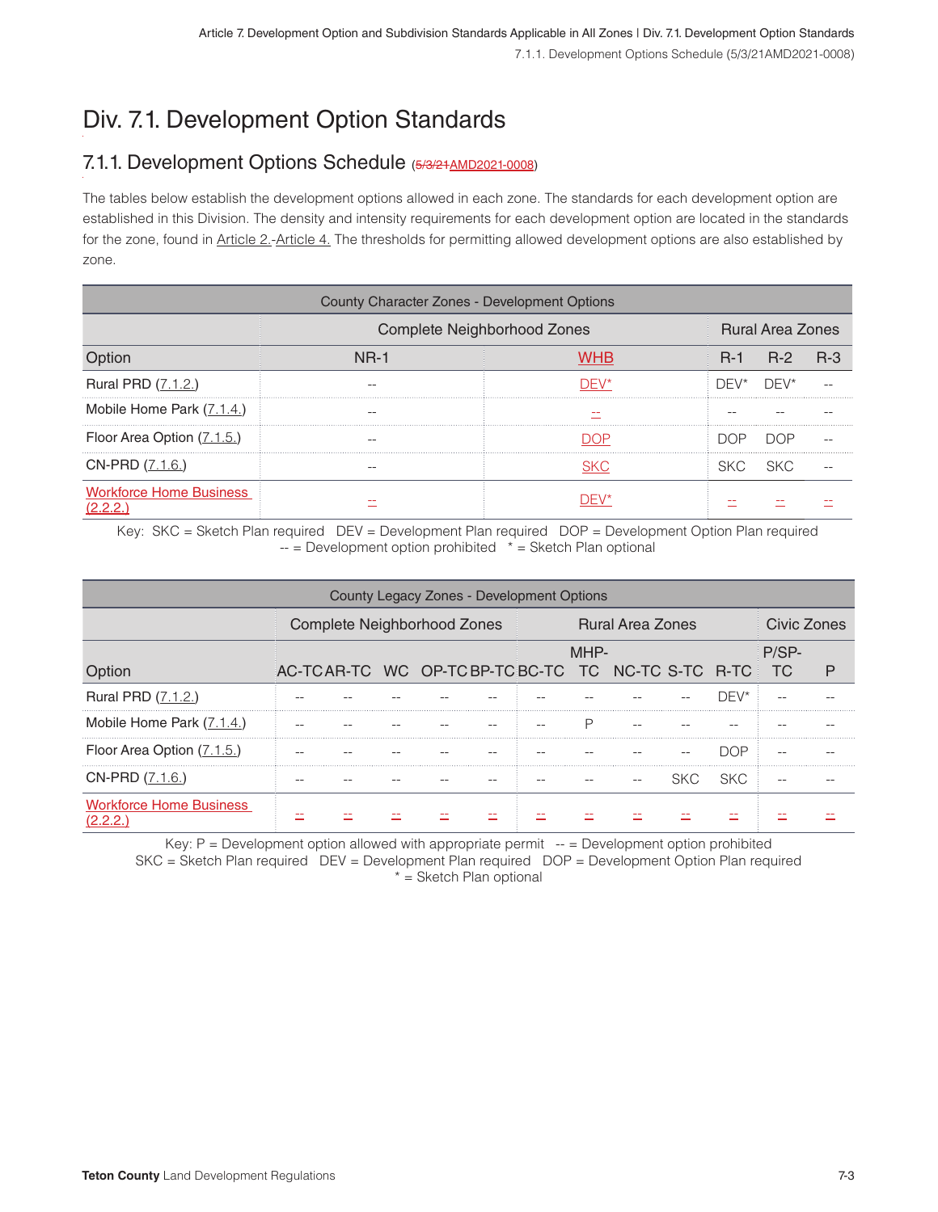## Div. 7.1. Development Option Standards

### 7.1.1. Development Options Schedule (~~5/3/21~~AMD2021-0008)

The tables below establish the development options allowed in each zone. The standards for each development option are established in this Division. The density and intensity requirements for each development option are located in the standards for the zone, found in Article 2.-Article 4. The thresholds for permitting allowed development options are also established by zone.

| County Character Zones - Development Options | | | | | |
|---|---|---|---|---|---|
| | Complete Neighborhood Zones | | Rural Area Zones | | |
| Option | NR-1 | WHB | R-1 | R-2 | R-3 |
| Rural PRD (7.1.2.) | -- | DEV* | DEV* | DEV* | -- |
| Mobile Home Park (7.1.4.) | -- | -- | -- | -- | -- |
| Floor Area Option (7.1.5.) | -- | DOP | DOP | DOP | -- |
| CN-PRD (7.1.6.) | -- | SKC | SKC | SKC | -- |
| Workforce Home Business (2.2.2.) | -- | DEV* | -- | -- | -- |

Key: SKC = Sketch Plan required DEV = Development Plan required DOP = Development Option Plan required
-- = Development option prohibited * = Sketch Plan optional

| County Legacy Zones - Development Options | | | | | | | | | | | | |
|---|---|---|---|---|---|---|---|---|---|---|---|---|
| | Complete Neighborhood Zones | | | | | Rural Area Zones | | | | | Civic Zones | |
| Option | AC-TC | AR-TC | WC | OP-TC | BP-TC | BC-TC | MHP-TC | NC-TC | S-TC | R-TC | P/SP-TC | P |
| Rural PRD (7.1.2.) | -- | -- | -- | -- | -- | -- | -- | -- | -- | DEV* | -- | -- |
| Mobile Home Park (7.1.4.) | -- | -- | -- | -- | -- | -- | P | -- | -- | -- | -- | -- |
| Floor Area Option (7.1.5.) | -- | -- | -- | -- | -- | -- | -- | -- | -- | DOP | -- | -- |
| CN-PRD (7.1.6.) | -- | -- | -- | -- | -- | -- | -- | -- | SKC | SKC | -- | -- |
| Workforce Home Business (2.2.2.) | -- | -- | -- | -- | -- | -- | -- | -- | -- | -- | -- | -- |

Key: P = Development option allowed with appropriate permit -- = Development option prohibited
SKC = Sketch Plan required DEV = Development Plan required DOP = Development Option Plan required
* = Sketch Plan optional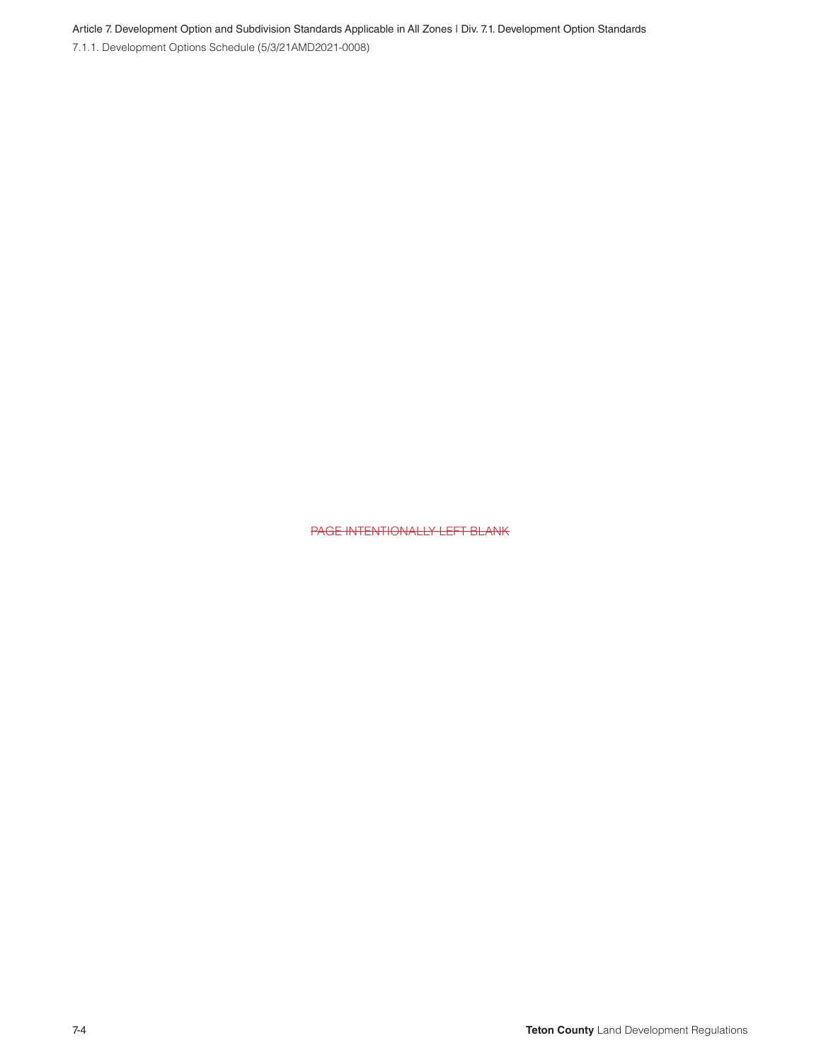~~PAGE INTENTIONALLY LEFT BLANK~~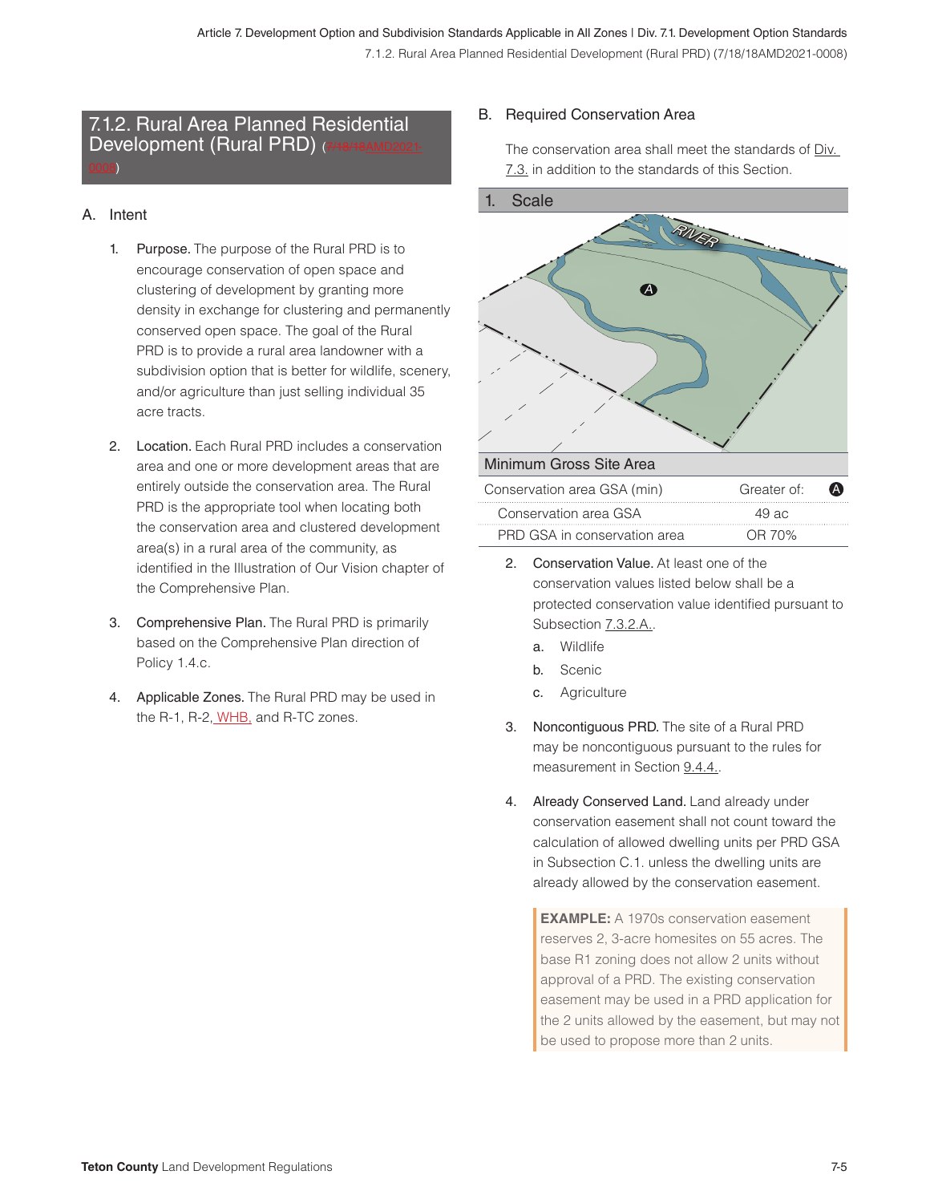## 7.1.2. Rural Area Planned Residential Development (Rural PRD) (~~7/18/18~~AMD2021-0008)

### A. Intent

1. **Purpose.** The purpose of the Rural PRD is to encourage conservation of open space and clustering of development by granting more density in exchange for clustering and permanently conserved open space. The goal of the Rural PRD is to provide a rural area landowner with a subdivision option that is better for wildlife, scenery, and/or agriculture than just selling individual 35 acre tracts.

2. **Location.** Each Rural PRD includes a conservation area and one or more development areas that are entirely outside the conservation area. The Rural PRD is the appropriate tool when locating both the conservation area and clustered development area(s) in a rural area of the community, as identified in the Illustration of Our Vision chapter of the Comprehensive Plan.

3. **Comprehensive Plan.** The Rural PRD is primarily based on the Comprehensive Plan direction of Policy 1.4.c.

4. **Applicable Zones.** The Rural PRD may be used in the R-1, R-2, WHB, and R-TC zones.

### B. Required Conservation Area

The conservation area shall meet the standards of Div. 7.3. in addition to the standards of this Section.

#### 1. Scale

| Minimum Gross Site Area | | |
|---|---|---|
| Conservation area GSA (min) | Greater of: | A |
| Conservation area GSA | 49 ac | |
| PRD GSA in conservation area | OR 70% | |

2. **Conservation Value.** At least one of the conservation values listed below shall be a protected conservation value identified pursuant to Subsection 7.3.2.A..
   a. Wildlife
   b. Scenic
   c. Agriculture

3. **Noncontiguous PRD.** The site of a Rural PRD may be noncontiguous pursuant to the rules for measurement in Section 9.4.4..

4. **Already Conserved Land.** Land already under conservation easement shall not count toward the calculation of allowed dwelling units per PRD GSA in Subsection C.1. unless the dwelling units are already allowed by the conservation easement.

> **EXAMPLE:** A 1970s conservation easement reserves 2, 3-acre homesites on 55 acres. The base R1 zoning does not allow 2 units without approval of a PRD. The existing conservation easement may be used in a PRD application for the 2 units allowed by the easement, but may not be used to propose more than 2 units.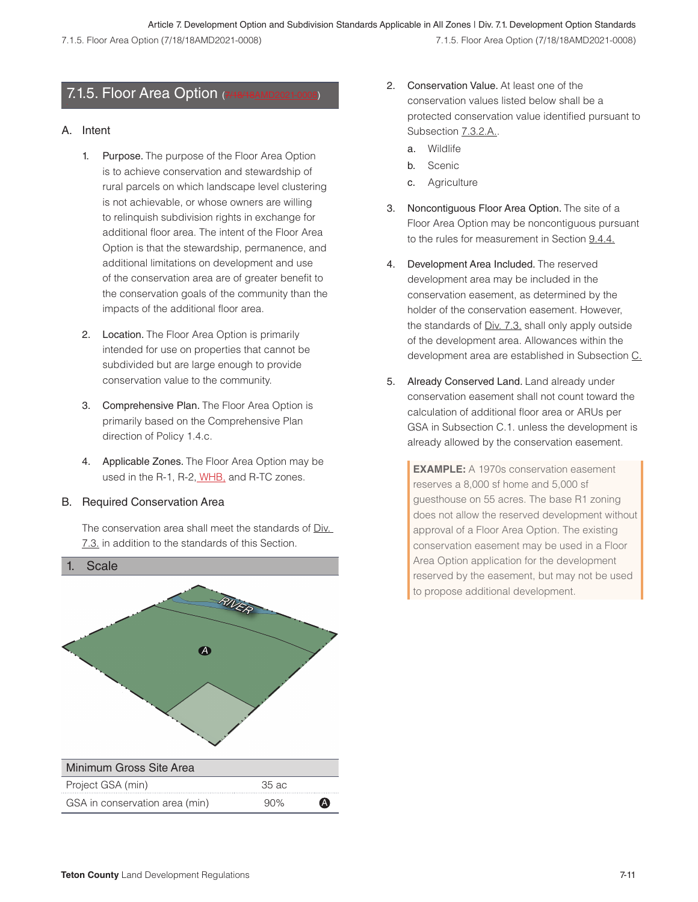## 7.1.5. Floor Area Option (~~7/18/18AMD2021-0008~~)

### A. Intent

1. **Purpose.** The purpose of the Floor Area Option is to achieve conservation and stewardship of rural parcels on which landscape level clustering is not achievable, or whose owners are willing to relinquish subdivision rights in exchange for additional floor area. The intent of the Floor Area Option is that the stewardship, permanence, and additional limitations on development and use of the conservation area are of greater benefit to the conservation goals of the community than the impacts of the additional floor area.

2. **Location.** The Floor Area Option is primarily intended for use on properties that cannot be subdivided but are large enough to provide conservation value to the community.

3. **Comprehensive Plan.** The Floor Area Option is primarily based on the Comprehensive Plan direction of Policy 1.4.c.

4. **Applicable Zones.** The Floor Area Option may be used in the R-1, R-2, WHB, and R-TC zones.

### B. Required Conservation Area

The conservation area shall meet the standards of Div. 7.3. in addition to the standards of this Section.

#### 1. Scale

| Minimum Gross Site Area | | |
|---|---|---|
| Project GSA (min) | 35 ac | |
| GSA in conservation area (min) | 90% | A |

2. **Conservation Value.** At least one of the conservation values listed below shall be a protected conservation value identified pursuant to Subsection 7.3.2.A..

   a. Wildlife

   b. Scenic

   c. Agriculture

3. **Noncontiguous Floor Area Option.** The site of a Floor Area Option may be noncontiguous pursuant to the rules for measurement in Section 9.4.4.

4. **Development Area Included.** The reserved development area may be included in the conservation easement, as determined by the holder of the conservation easement. However, the standards of Div. 7.3. shall only apply outside of the development area. Allowances within the development area are established in Subsection C.

5. **Already Conserved Land.** Land already under conservation easement shall not count toward the calculation of additional floor area or ARUs per GSA in Subsection C.1. unless the development is already allowed by the conservation easement.

> **EXAMPLE:** A 1970s conservation easement reserves a 8,000 sf home and 5,000 sf guesthouse on 55 acres. The base R1 zoning does not allow the reserved development without approval of a Floor Area Option. The existing conservation easement may be used in a Floor Area Option application for the development reserved by the easement, but may not be used to propose additional development.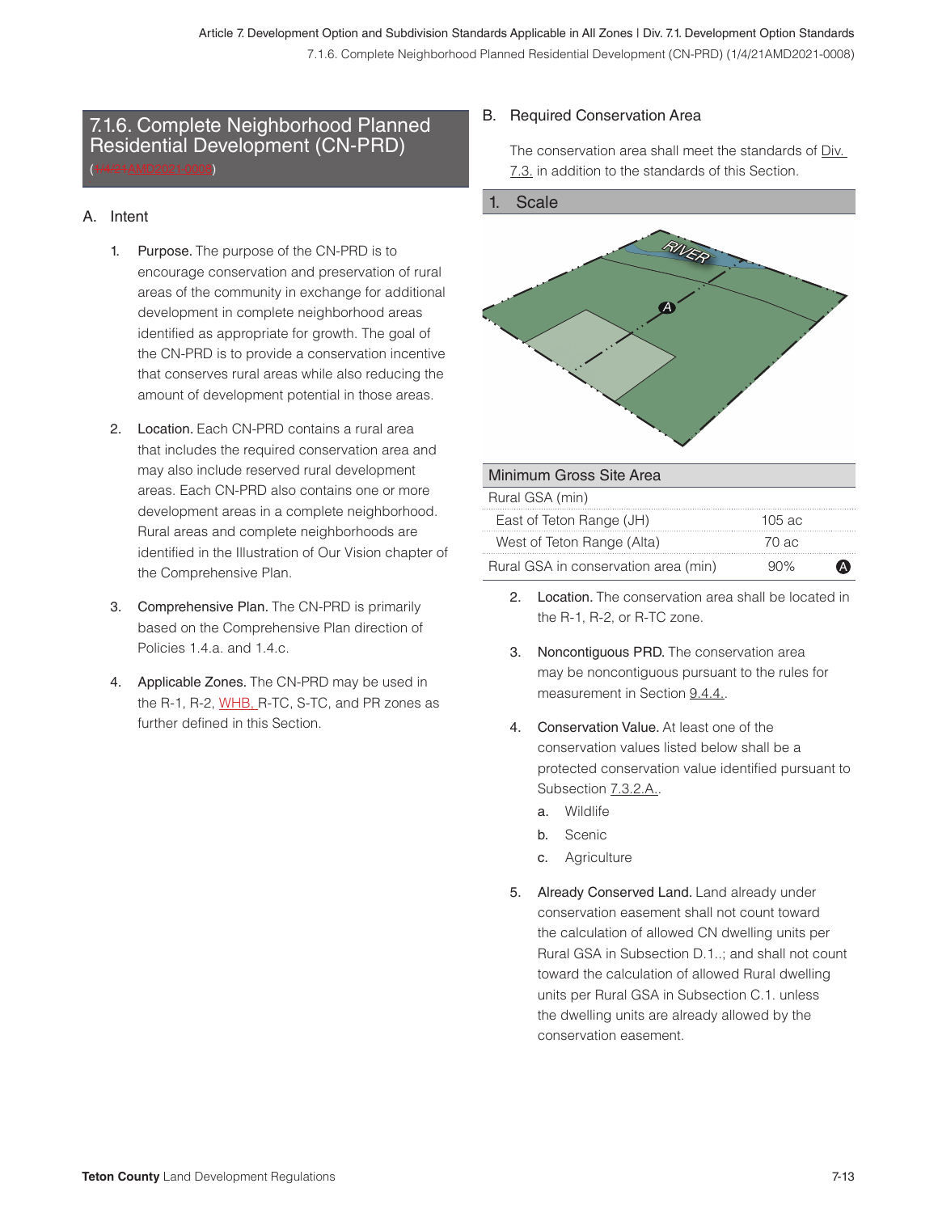## 7.1.6. Complete Neighborhood Planned Residential Development (CN-PRD)

(1/4/21AMD2021-0008)

### A. Intent

1. **Purpose.** The purpose of the CN-PRD is to encourage conservation and preservation of rural areas of the community in exchange for additional development in complete neighborhood areas identified as appropriate for growth. The goal of the CN-PRD is to provide a conservation incentive that conserves rural areas while also reducing the amount of development potential in those areas.

2. **Location.** Each CN-PRD contains a rural area that includes the required conservation area and may also include reserved rural development areas. Each CN-PRD also contains one or more development areas in a complete neighborhood. Rural areas and complete neighborhoods are identified in the Illustration of Our Vision chapter of the Comprehensive Plan.

3. **Comprehensive Plan.** The CN-PRD is primarily based on the Comprehensive Plan direction of Policies 1.4.a. and 1.4.c.

4. **Applicable Zones.** The CN-PRD may be used in the R-1, R-2, WHB, R-TC, S-TC, and PR zones as further defined in this Section.

### B. Required Conservation Area

The conservation area shall meet the standards of Div. 7.3. in addition to the standards of this Section.

#### 1. Scale

| Minimum Gross Site Area | | |
|---|---|---|
| Rural GSA (min) | | |
| East of Teton Range (JH) | 105 ac | |
| West of Teton Range (Alta) | 70 ac | |
| Rural GSA in conservation area (min) | 90% | A |

2. **Location.** The conservation area shall be located in the R-1, R-2, or R-TC zone.

3. **Noncontiguous PRD.** The conservation area may be noncontiguous pursuant to the rules for measurement in Section 9.4.4..

4. **Conservation Value.** At least one of the conservation values listed below shall be a protected conservation value identified pursuant to Subsection 7.3.2.A..
   a. Wildlife
   b. Scenic
   c. Agriculture

5. **Already Conserved Land.** Land already under conservation easement shall not count toward the calculation of allowed CN dwelling units per Rural GSA in Subsection D.1..; and shall not count toward the calculation of allowed Rural dwelling units per Rural GSA in Subsection C.1. unless the dwelling units are already allowed by the conservation easement.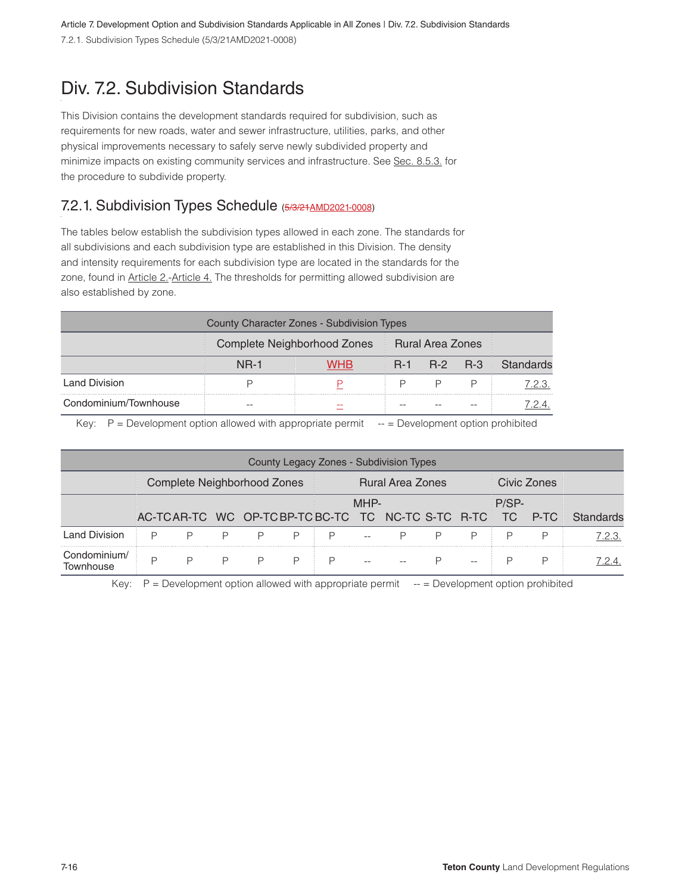# Div. 7.2. Subdivision Standards

This Division contains the development standards required for subdivision, such as requirements for new roads, water and sewer infrastructure, utilities, parks, and other physical improvements necessary to safely serve newly subdivided property and minimize impacts on existing community services and infrastructure. See Sec. 8.5.3. for the procedure to subdivide property.

## 7.2.1. Subdivision Types Schedule (~~5/3/21~~AMD2021-0008)

The tables below establish the subdivision types allowed in each zone. The standards for all subdivisions and each subdivision type are established in this Division. The density and intensity requirements for each subdivision type are located in the standards for the zone, found in Article 2.-Article 4. The thresholds for permitting allowed subdivision are also established by zone.

| County Character Zones - Subdivision Types | | | | | | |
|---|---|---|---|---|---|---|
| | Complete Neighborhood Zones | | Rural Area Zones | | | |
| | NR-1 | WHB | R-1 | R-2 | R-3 | Standards |
| Land Division | P | P | P | P | P | 7.2.3. |
| Condominium/Townhouse | -- | -- | -- | -- | -- | 7.2.4. |

Key: P = Development option allowed with appropriate permit -- = Development option prohibited

| County Legacy Zones - Subdivision Types | | | | | | | | | | | | |
|---|---|---|---|---|---|---|---|---|---|---|---|---|
| | Complete Neighborhood Zones | | | | | Rural Area Zones | | | | | Civic Zones | | |
| | AC-TC | AR-TC | WC | OP-TC | BP-TC | BC-TC | MHP-TC | NC-TC | S-TC | R-TC | P/SP-TC | P-TC | Standards |
| Land Division | P | P | P | P | P | P | -- | P | P | P | P | P | 7.2.3. |
| Condominium/ Townhouse | P | P | P | P | P | P | -- | -- | P | -- | P | P | 7.2.4. |

Key: P = Development option allowed with appropriate permit -- = Development option prohibited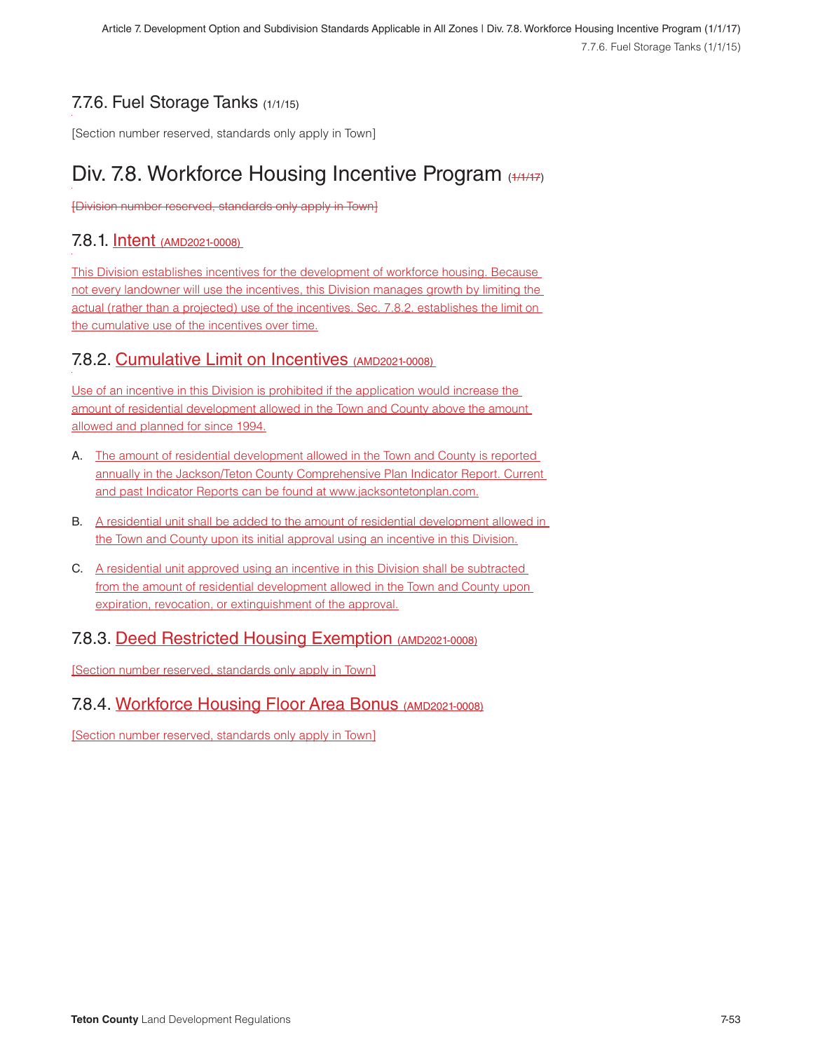## 7.7.6. Fuel Storage Tanks (1/1/15)

[Section number reserved, standards only apply in Town]

# Div. 7.8. Workforce Housing Incentive Program (~~1/1/17~~)

~~[Division number reserved, standards only apply in Town]~~

## 7.8.1. Intent (AMD2021-0008)

This Division establishes incentives for the development of workforce housing. Because not every landowner will use the incentives, this Division manages growth by limiting the actual (rather than a projected) use of the incentives. Sec. 7.8.2. establishes the limit on the cumulative use of the incentives over time.

## 7.8.2. Cumulative Limit on Incentives (AMD2021-0008)

Use of an incentive in this Division is prohibited if the application would increase the amount of residential development allowed in the Town and County above the amount allowed and planned for since 1994.

A. The amount of residential development allowed in the Town and County is reported annually in the Jackson/Teton County Comprehensive Plan Indicator Report. Current and past Indicator Reports can be found at www.jacksontetonplan.com.

B. A residential unit shall be added to the amount of residential development allowed in the Town and County upon its initial approval using an incentive in this Division.

C. A residential unit approved using an incentive in this Division shall be subtracted from the amount of residential development allowed in the Town and County upon expiration, revocation, or extinguishment of the approval.

## 7.8.3. Deed Restricted Housing Exemption (AMD2021-0008)

[Section number reserved, standards only apply in Town]

## 7.8.4. Workforce Housing Floor Area Bonus (AMD2021-0008)

[Section number reserved, standards only apply in Town]